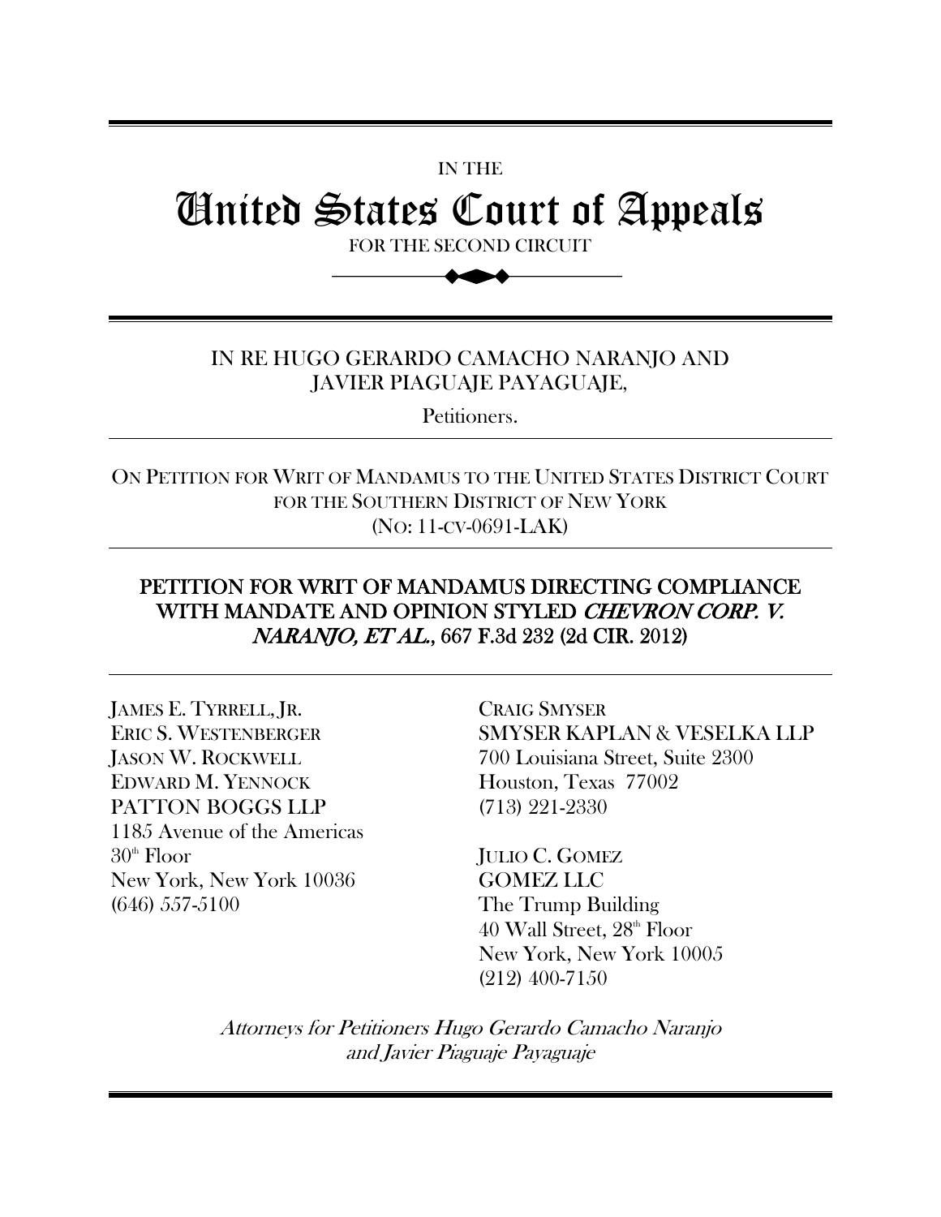IN THE

# United States Court of Appeals

FOR THE SECOND CIRCUIT

---

IN RE HUGO GERARDO CAMACHO NARANJO AND JAVIER PIAGUAJE PAYAGUAJE,

Petitioners.

---

ON PETITION FOR WRIT OF MANDAMUS TO THE UNITED STATES DISTRICT COURT FOR THE SOUTHERN DISTRICT OF NEW YORK (NO: 11-CV-0691-LAK)

---

## PETITION FOR WRIT OF MANDAMUS DIRECTING COMPLIANCE WITH MANDATE AND OPINION STYLED *CHEVRON CORP. V. NARANJO, ET AL.*, 667 F.3d 232 (2d CIR. 2012)

---

JAMES E. TYRRELL, JR.
ERIC S. WESTENBERGER
JASON W. ROCKWELL
EDWARD M. YENNOCK
PATTON BOGGS LLP
1185 Avenue of the Americas
30th Floor
New York, New York 10036
(646) 557-5100

CRAIG SMYSER
SMYSER KAPLAN & VESELKA LLP
700 Louisiana Street, Suite 2300
Houston, Texas 77002
(713) 221-2330

JULIO C. GOMEZ
GOMEZ LLC
The Trump Building
40 Wall Street, 28th Floor
New York, New York 10005
(212) 400-7150

*Attorneys for Petitioners Hugo Gerardo Camacho Naranjo and Javier Piaguaje Payaguaje*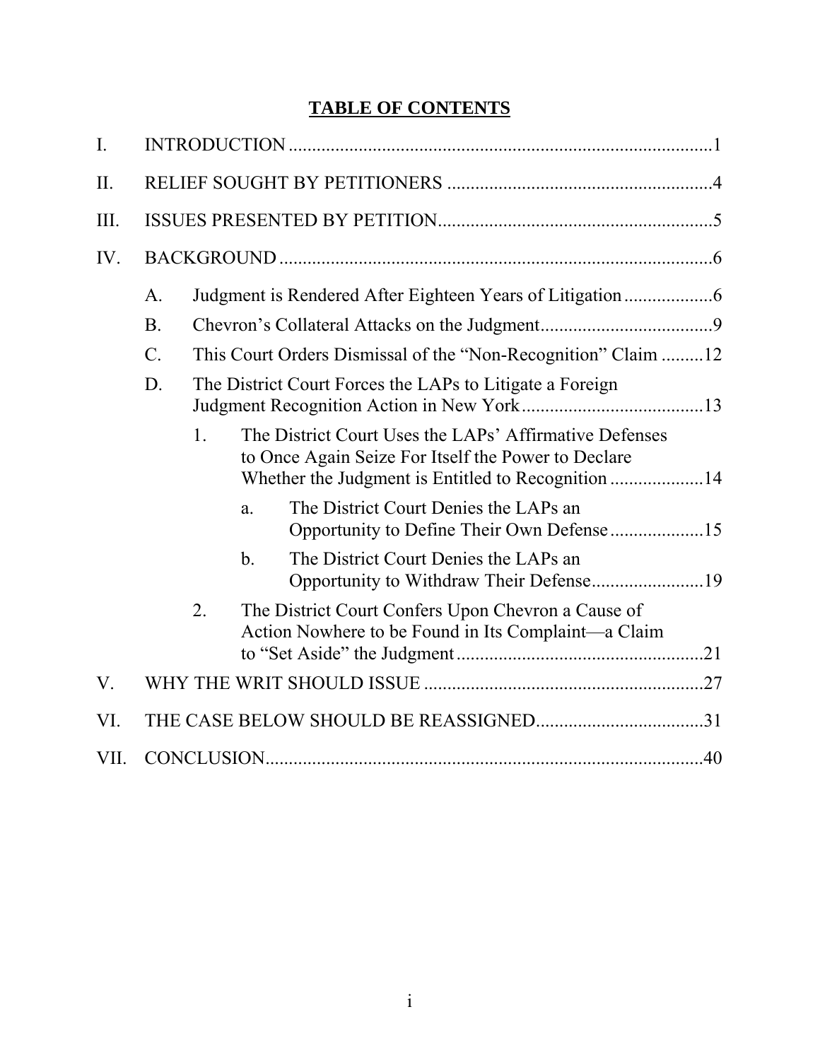## TABLE OF CONTENTS

I. INTRODUCTION .......... 1

II. RELIEF SOUGHT BY PETITIONERS .......... 4

III. ISSUES PRESENTED BY PETITION .......... 5

IV. BACKGROUND .......... 6

- A. Judgment is Rendered After Eighteen Years of Litigation .......... 6
- B. Chevron's Collateral Attacks on the Judgment .......... 9
- C. This Court Orders Dismissal of the "Non-Recognition" Claim .......... 12
- D. The District Court Forces the LAPs to Litigate a Foreign Judgment Recognition Action in New York .......... 13
  - 1. The District Court Uses the LAPs' Affirmative Defenses to Once Again Seize For Itself the Power to Declare Whether the Judgment is Entitled to Recognition .......... 14
    - a. The District Court Denies the LAPs an Opportunity to Define Their Own Defense .......... 15
    - b. The District Court Denies the LAPs an Opportunity to Withdraw Their Defense .......... 19
  - 2. The District Court Confers Upon Chevron a Cause of Action Nowhere to be Found in Its Complaint—a Claim to "Set Aside" the Judgment .......... 21

V. WHY THE WRIT SHOULD ISSUE .......... 27

VI. THE CASE BELOW SHOULD BE REASSIGNED .......... 31

VII. CONCLUSION .......... 40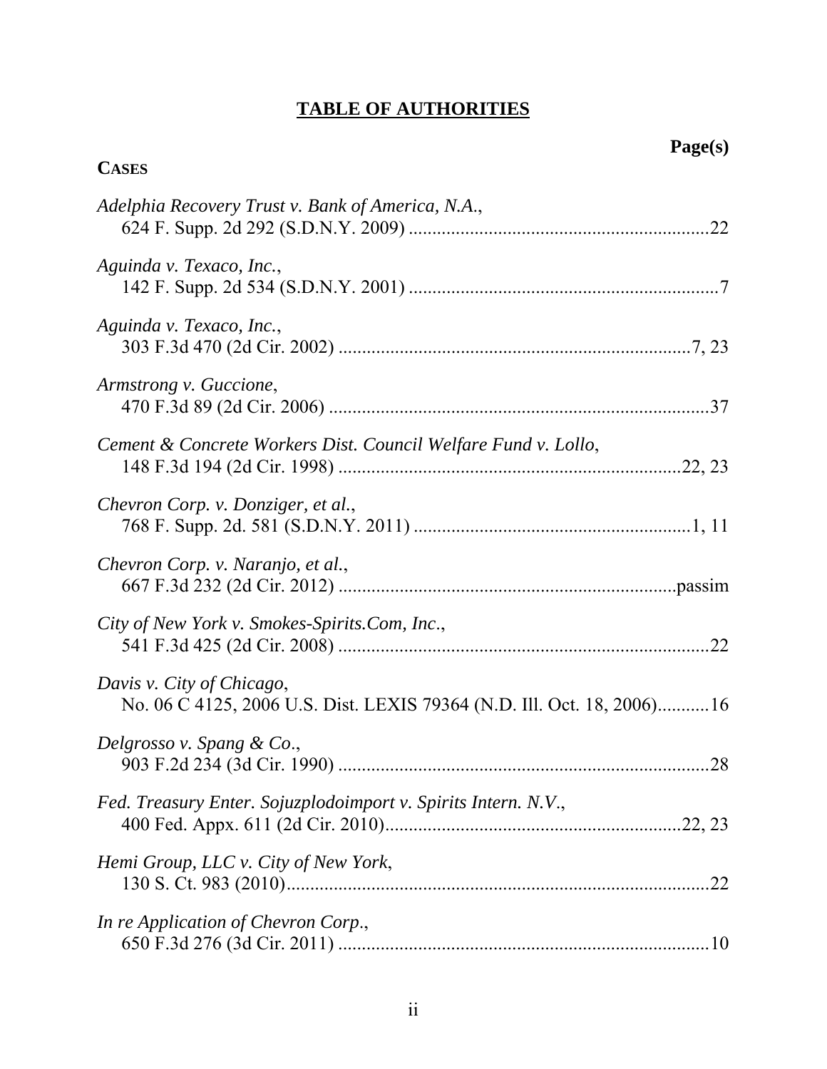# TABLE OF AUTHORITIES

Page(s)

**CASES**

*Adelphia Recovery Trust v. Bank of America, N.A.*,
624 F. Supp. 2d 292 (S.D.N.Y. 2009) ....................................................................22

*Aguinda v. Texaco, Inc.*,
142 F. Supp. 2d 534 (S.D.N.Y. 2001) ....................................................................7

*Aguinda v. Texaco, Inc.*,
303 F.3d 470 (2d Cir. 2002) ....................................................................7, 23

*Armstrong v. Guccione*,
470 F.3d 89 (2d Cir. 2006) ....................................................................37

*Cement & Concrete Workers Dist. Council Welfare Fund v. Lollo*,
148 F.3d 194 (2d Cir. 1998) ....................................................................22, 23

*Chevron Corp. v. Donziger, et al.*,
768 F. Supp. 2d. 581 (S.D.N.Y. 2011) ....................................................................1, 11

*Chevron Corp. v. Naranjo, et al.*,
667 F.3d 232 (2d Cir. 2012) ....................................................................passim

*City of New York v. Smokes-Spirits.Com, Inc.*,
541 F.3d 425 (2d Cir. 2008) ....................................................................22

*Davis v. City of Chicago*,
No. 06 C 4125, 2006 U.S. Dist. LEXIS 79364 (N.D. Ill. Oct. 18, 2006)...........16

*Delgrosso v. Spang & Co.*,
903 F.2d 234 (3d Cir. 1990) ....................................................................28

*Fed. Treasury Enter. Sojuzplodoimport v. Spirits Intern. N.V.*,
400 Fed. Appx. 611 (2d Cir. 2010)....................................................................22, 23

*Hemi Group, LLC v. City of New York*,
130 S. Ct. 983 (2010)....................................................................22

*In re Application of Chevron Corp.*,
650 F.3d 276 (3d Cir. 2011) ....................................................................10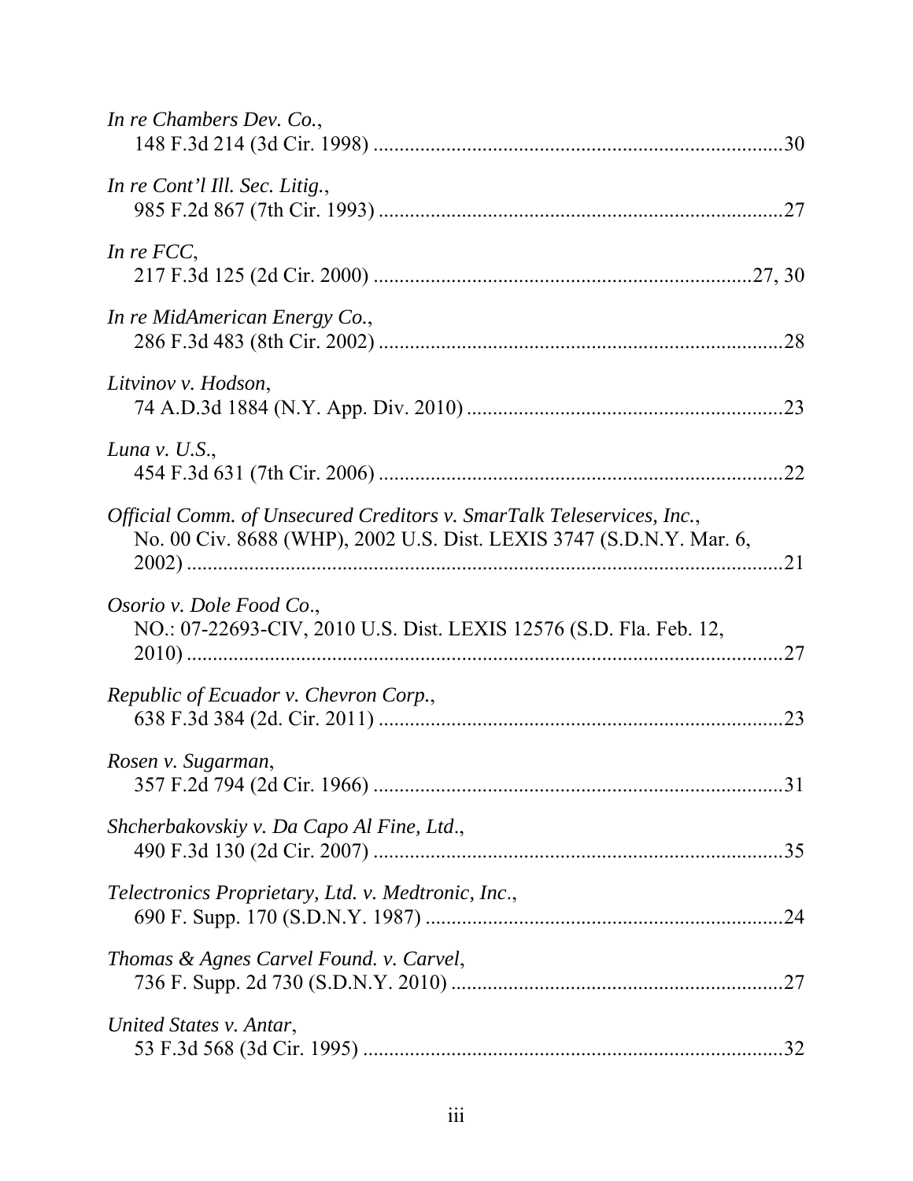*In re Chambers Dev. Co.*,
148 F.3d 214 (3d Cir. 1998) ....................................................................................30

*In re Cont'l Ill. Sec. Litig.*,
985 F.2d 867 (7th Cir. 1993) ..................................................................................27

*In re FCC*,
217 F.3d 125 (2d Cir. 2000) ...............................................................................27, 30

*In re MidAmerican Energy Co.*,
286 F.3d 483 (8th Cir. 2002) ..................................................................................28

*Litvinov v. Hodson*,
74 A.D.3d 1884 (N.Y. App. Div. 2010) .................................................................23

*Luna v. U.S.*,
454 F.3d 631 (7th Cir. 2006) ..................................................................................22

*Official Comm. of Unsecured Creditors v. SmarTalk Teleservices, Inc.*,
No. 00 Civ. 8688 (WHP), 2002 U.S. Dist. LEXIS 3747 (S.D.N.Y. Mar. 6,
2002) .........................................................................................................................21

*Osorio v. Dole Food Co.*,
NO.: 07-22693-CIV, 2010 U.S. Dist. LEXIS 12576 (S.D. Fla. Feb. 12,
2010) .........................................................................................................................27

*Republic of Ecuador v. Chevron Corp.*,
638 F.3d 384 (2d. Cir. 2011) ...................................................................................23

*Rosen v. Sugarman*,
357 F.2d 794 (2d Cir. 1966) ....................................................................................31

*Shcherbakovskiy v. Da Capo Al Fine, Ltd.*,
490 F.3d 130 (2d Cir. 2007) ....................................................................................35

*Telectronics Proprietary, Ltd. v. Medtronic, Inc.*,
690 F. Supp. 170 (S.D.N.Y. 1987) ..........................................................................24

*Thomas & Agnes Carvel Found. v. Carvel*,
736 F. Supp. 2d 730 (S.D.N.Y. 2010) .....................................................................27

*United States v. Antar*,
53 F.3d 568 (3d Cir. 1995) ......................................................................................32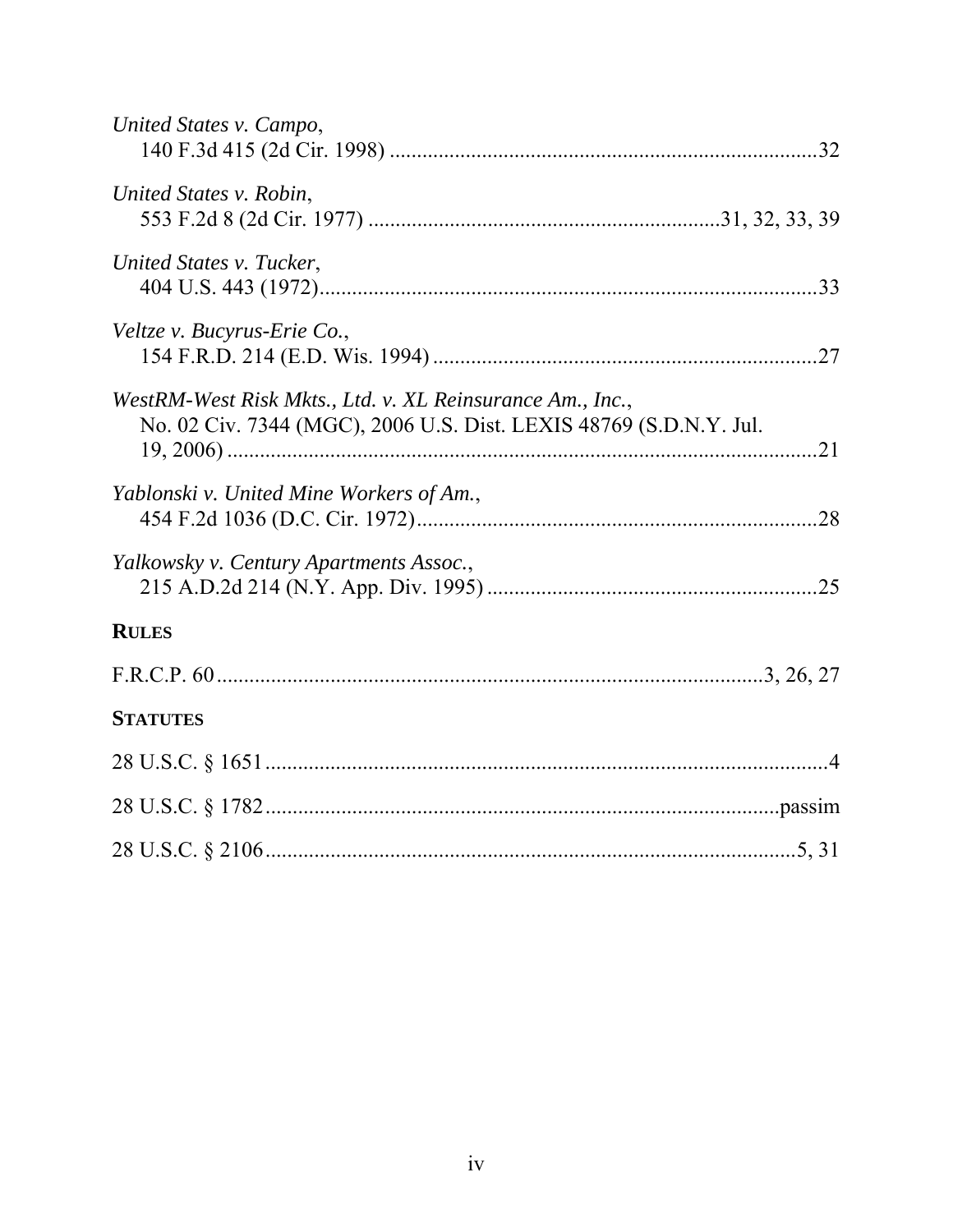*United States v. Campo*,
140 F.3d 415 (2d Cir. 1998) ..............................................................................32

*United States v. Robin*,
553 F.2d 8 (2d Cir. 1977) .................................................................31, 32, 33, 39

*United States v. Tucker*,
404 U.S. 443 (1972)...........................................................................................33

*Veltze v. Bucyrus-Erie Co.*,
154 F.R.D. 214 (E.D. Wis. 1994) ......................................................................27

*WestRM-West Risk Mkts., Ltd. v. XL Reinsurance Am., Inc.*,
No. 02 Civ. 7344 (MGC), 2006 U.S. Dist. LEXIS 48769 (S.D.N.Y. Jul. 19, 2006) ..............................................................................................................21

*Yablonski v. United Mine Workers of Am.*,
454 F.2d 1036 (D.C. Cir. 1972).........................................................................28

*Yalkowsky v. Century Apartments Assoc.*,
215 A.D.2d 214 (N.Y. App. Div. 1995) ............................................................25

**RULES**

F.R.C.P. 60 ....................................................................................................3, 26, 27

**STATUTES**

28 U.S.C. § 1651 .........................................................................................................4

28 U.S.C. § 1782 ...............................................................................................passim

28 U.S.C. § 2106 ...................................................................................................5, 31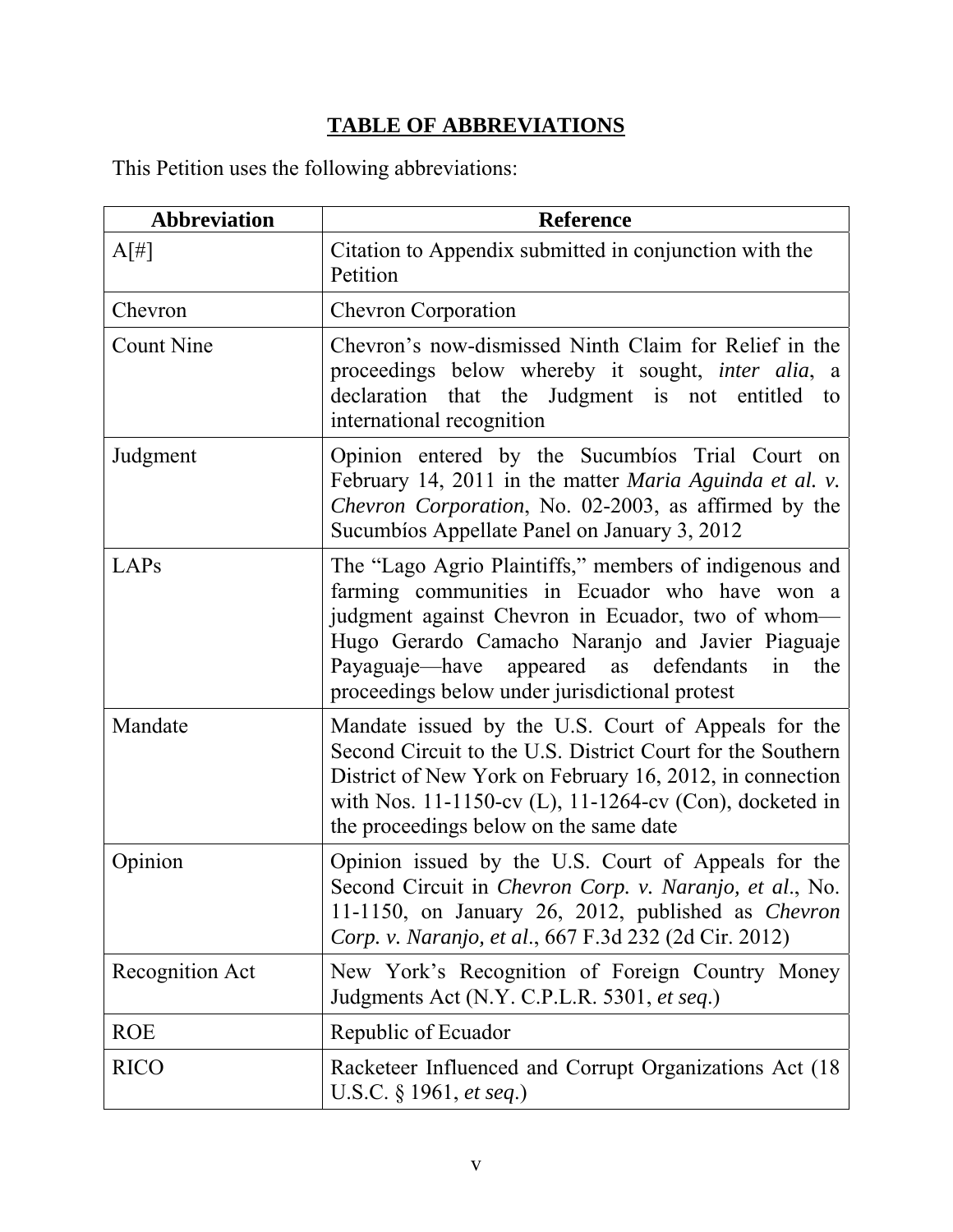## TABLE OF ABBREVIATIONS

This Petition uses the following abbreviations:

| Abbreviation | Reference |
|---|---|
| A[#] | Citation to Appendix submitted in conjunction with the Petition |
| Chevron | Chevron Corporation |
| Count Nine | Chevron's now-dismissed Ninth Claim for Relief in the proceedings below whereby it sought, *inter alia*, a declaration that the Judgment is not entitled to international recognition |
| Judgment | Opinion entered by the Sucumbíos Trial Court on February 14, 2011 in the matter *Maria Aguinda et al. v. Chevron Corporation*, No. 02-2003, as affirmed by the Sucumbíos Appellate Panel on January 3, 2012 |
| LAPs | The "Lago Agrio Plaintiffs," members of indigenous and farming communities in Ecuador who have won a judgment against Chevron in Ecuador, two of whom—Hugo Gerardo Camacho Naranjo and Javier Piaguaje Payaguaje—have appeared as defendants in the proceedings below under jurisdictional protest |
| Mandate | Mandate issued by the U.S. Court of Appeals for the Second Circuit to the U.S. District Court for the Southern District of New York on February 16, 2012, in connection with Nos. 11-1150-cv (L), 11-1264-cv (Con), docketed in the proceedings below on the same date |
| Opinion | Opinion issued by the U.S. Court of Appeals for the Second Circuit in *Chevron Corp. v. Naranjo, et al*., No. 11-1150, on January 26, 2012, published as *Chevron Corp. v. Naranjo, et al*., 667 F.3d 232 (2d Cir. 2012) |
| Recognition Act | New York's Recognition of Foreign Country Money Judgments Act (N.Y. C.P.L.R. 5301, *et seq*.) |
| ROE | Republic of Ecuador |
| RICO | Racketeer Influenced and Corrupt Organizations Act (18 U.S.C. § 1961, *et seq*.) |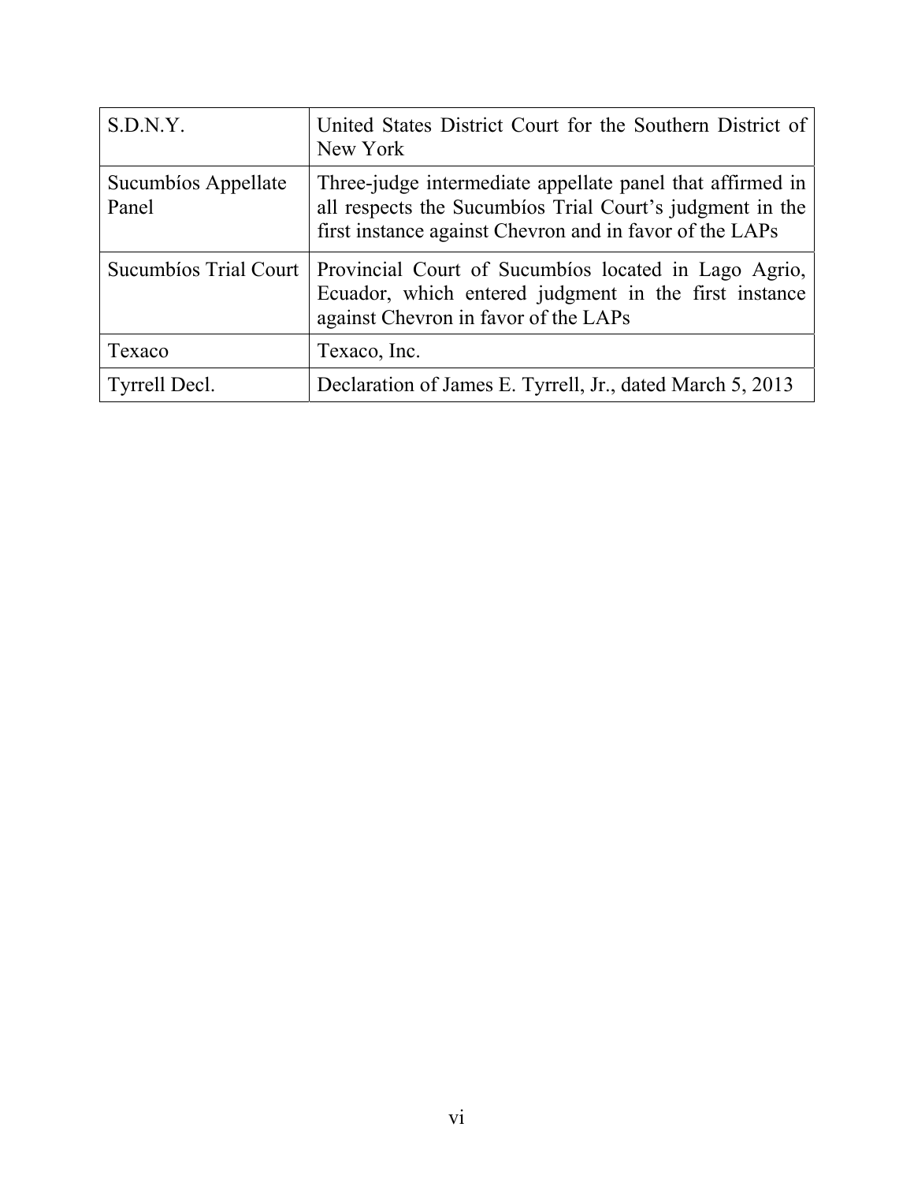| | |
|---|---|
| S.D.N.Y. | United States District Court for the Southern District of New York |
| Sucumbíos Appellate Panel | Three-judge intermediate appellate panel that affirmed in all respects the Sucumbíos Trial Court's judgment in the first instance against Chevron and in favor of the LAPs |
| Sucumbíos Trial Court | Provincial Court of Sucumbíos located in Lago Agrio, Ecuador, which entered judgment in the first instance against Chevron in favor of the LAPs |
| Texaco | Texaco, Inc. |
| Tyrrell Decl. | Declaration of James E. Tyrrell, Jr., dated March 5, 2013 |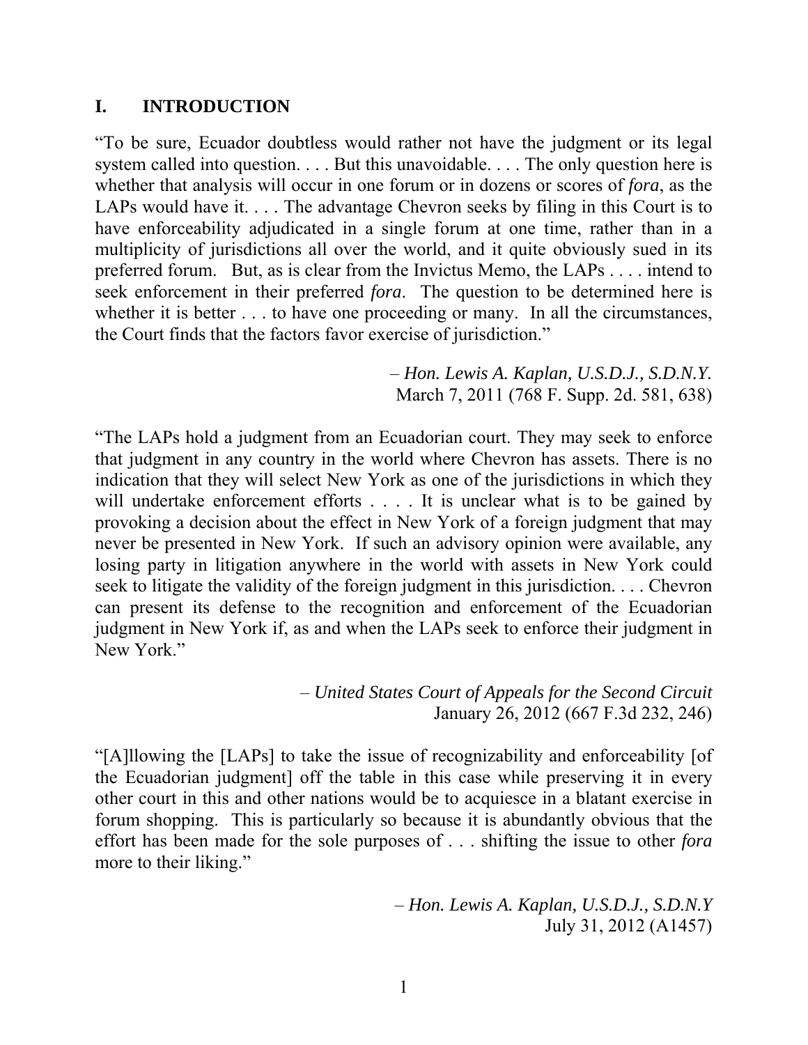## I. INTRODUCTION

"To be sure, Ecuador doubtless would rather not have the judgment or its legal system called into question. . . . But this unavoidable. . . . The only question here is whether that analysis will occur in one forum or in dozens or scores of *fora*, as the LAPs would have it. . . . The advantage Chevron seeks by filing in this Court is to have enforceability adjudicated in a single forum at one time, rather than in a multiplicity of jurisdictions all over the world, and it quite obviously sued in its preferred forum. But, as is clear from the Invictus Memo, the LAPs . . . . intend to seek enforcement in their preferred *fora*. The question to be determined here is whether it is better . . . to have one proceeding or many. In all the circumstances, the Court finds that the factors favor exercise of jurisdiction."

– *Hon. Lewis A. Kaplan, U.S.D.J., S.D.N.Y.*
March 7, 2011 (768 F. Supp. 2d. 581, 638)

"The LAPs hold a judgment from an Ecuadorian court. They may seek to enforce that judgment in any country in the world where Chevron has assets. There is no indication that they will select New York as one of the jurisdictions in which they will undertake enforcement efforts . . . . It is unclear what is to be gained by provoking a decision about the effect in New York of a foreign judgment that may never be presented in New York. If such an advisory opinion were available, any losing party in litigation anywhere in the world with assets in New York could seek to litigate the validity of the foreign judgment in this jurisdiction. . . . Chevron can present its defense to the recognition and enforcement of the Ecuadorian judgment in New York if, as and when the LAPs seek to enforce their judgment in New York."

– *United States Court of Appeals for the Second Circuit*
January 26, 2012 (667 F.3d 232, 246)

"[A]llowing the [LAPs] to take the issue of recognizability and enforceability [of the Ecuadorian judgment] off the table in this case while preserving it in every other court in this and other nations would be to acquiesce in a blatant exercise in forum shopping. This is particularly so because it is abundantly obvious that the effort has been made for the sole purposes of . . . shifting the issue to other *fora* more to their liking."

– *Hon. Lewis A. Kaplan, U.S.D.J., S.D.N.Y*
July 31, 2012 (A1457)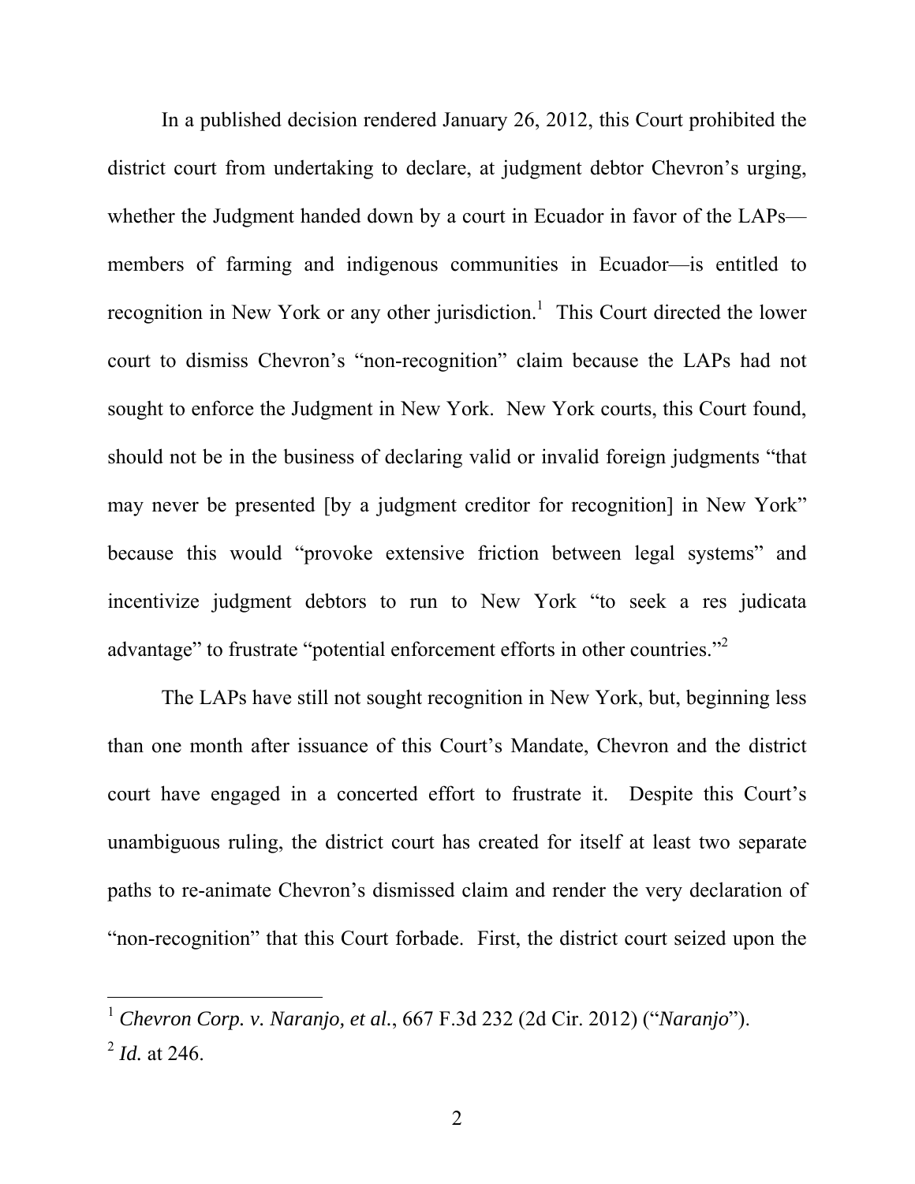In a published decision rendered January 26, 2012, this Court prohibited the district court from undertaking to declare, at judgment debtor Chevron's urging, whether the Judgment handed down by a court in Ecuador in favor of the LAPs—members of farming and indigenous communities in Ecuador—is entitled to recognition in New York or any other jurisdiction.[1] This Court directed the lower court to dismiss Chevron's "non-recognition" claim because the LAPs had not sought to enforce the Judgment in New York. New York courts, this Court found, should not be in the business of declaring valid or invalid foreign judgments "that may never be presented [by a judgment creditor for recognition] in New York" because this would "provoke extensive friction between legal systems" and incentivize judgment debtors to run to New York "to seek a res judicata advantage" to frustrate "potential enforcement efforts in other countries."[2]

The LAPs have still not sought recognition in New York, but, beginning less than one month after issuance of this Court's Mandate, Chevron and the district court have engaged in a concerted effort to frustrate it. Despite this Court's unambiguous ruling, the district court has created for itself at least two separate paths to re-animate Chevron's dismissed claim and render the very declaration of "non-recognition" that this Court forbade. First, the district court seized upon the

---

[1] *Chevron Corp. v. Naranjo, et al.*, 667 F.3d 232 (2d Cir. 2012) ("*Naranjo*").

[2] *Id.* at 246.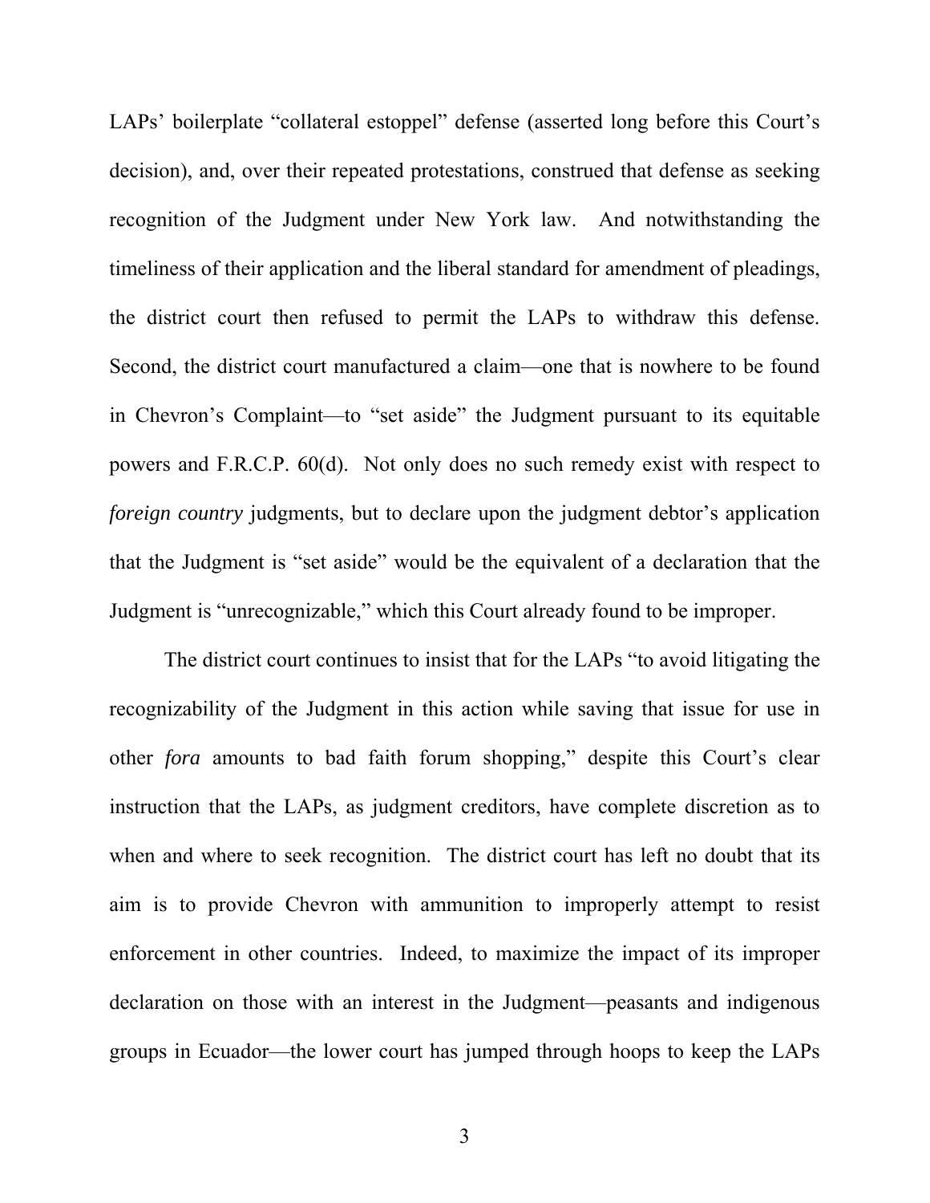LAPs' boilerplate "collateral estoppel" defense (asserted long before this Court's decision), and, over their repeated protestations, construed that defense as seeking recognition of the Judgment under New York law. And notwithstanding the timeliness of their application and the liberal standard for amendment of pleadings, the district court then refused to permit the LAPs to withdraw this defense. Second, the district court manufactured a claim—one that is nowhere to be found in Chevron's Complaint—to "set aside" the Judgment pursuant to its equitable powers and F.R.C.P. 60(d). Not only does no such remedy exist with respect to *foreign country* judgments, but to declare upon the judgment debtor's application that the Judgment is "set aside" would be the equivalent of a declaration that the Judgment is "unrecognizable," which this Court already found to be improper.

The district court continues to insist that for the LAPs "to avoid litigating the recognizability of the Judgment in this action while saving that issue for use in other *fora* amounts to bad faith forum shopping," despite this Court's clear instruction that the LAPs, as judgment creditors, have complete discretion as to when and where to seek recognition. The district court has left no doubt that its aim is to provide Chevron with ammunition to improperly attempt to resist enforcement in other countries. Indeed, to maximize the impact of its improper declaration on those with an interest in the Judgment—peasants and indigenous groups in Ecuador—the lower court has jumped through hoops to keep the LAPs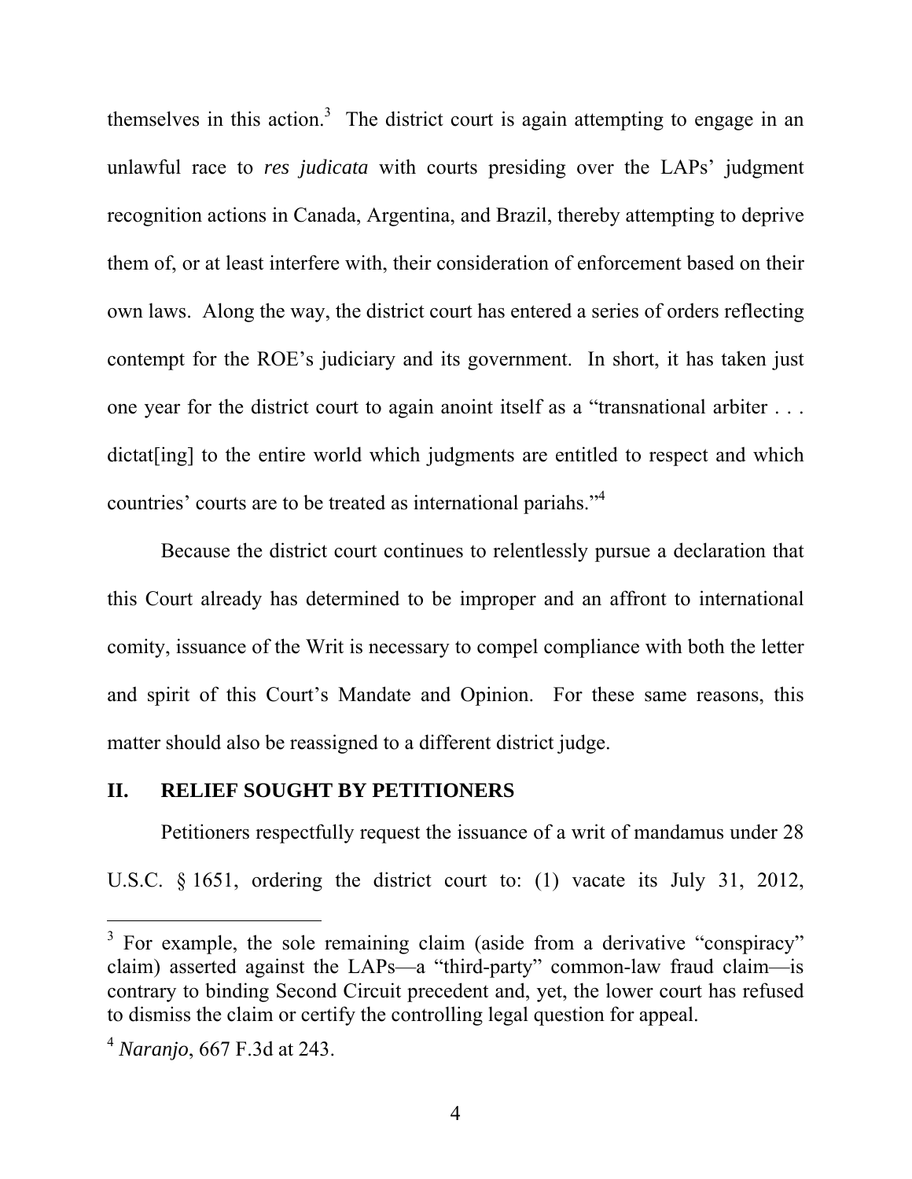themselves in this action.[3] The district court is again attempting to engage in an unlawful race to *res judicata* with courts presiding over the LAPs' judgment recognition actions in Canada, Argentina, and Brazil, thereby attempting to deprive them of, or at least interfere with, their consideration of enforcement based on their own laws. Along the way, the district court has entered a series of orders reflecting contempt for the ROE's judiciary and its government. In short, it has taken just one year for the district court to again anoint itself as a "transnational arbiter . . . dictat[ing] to the entire world which judgments are entitled to respect and which countries' courts are to be treated as international pariahs."[4]

Because the district court continues to relentlessly pursue a declaration that this Court already has determined to be improper and an affront to international comity, issuance of the Writ is necessary to compel compliance with both the letter and spirit of this Court's Mandate and Opinion. For these same reasons, this matter should also be reassigned to a different district judge.

## II. RELIEF SOUGHT BY PETITIONERS

Petitioners respectfully request the issuance of a writ of mandamus under 28 U.S.C. § 1651, ordering the district court to: (1) vacate its July 31, 2012,

---

[3] For example, the sole remaining claim (aside from a derivative "conspiracy" claim) asserted against the LAPs—a "third-party" common-law fraud claim—is contrary to binding Second Circuit precedent and, yet, the lower court has refused to dismiss the claim or certify the controlling legal question for appeal.

[4] *Naranjo*, 667 F.3d at 243.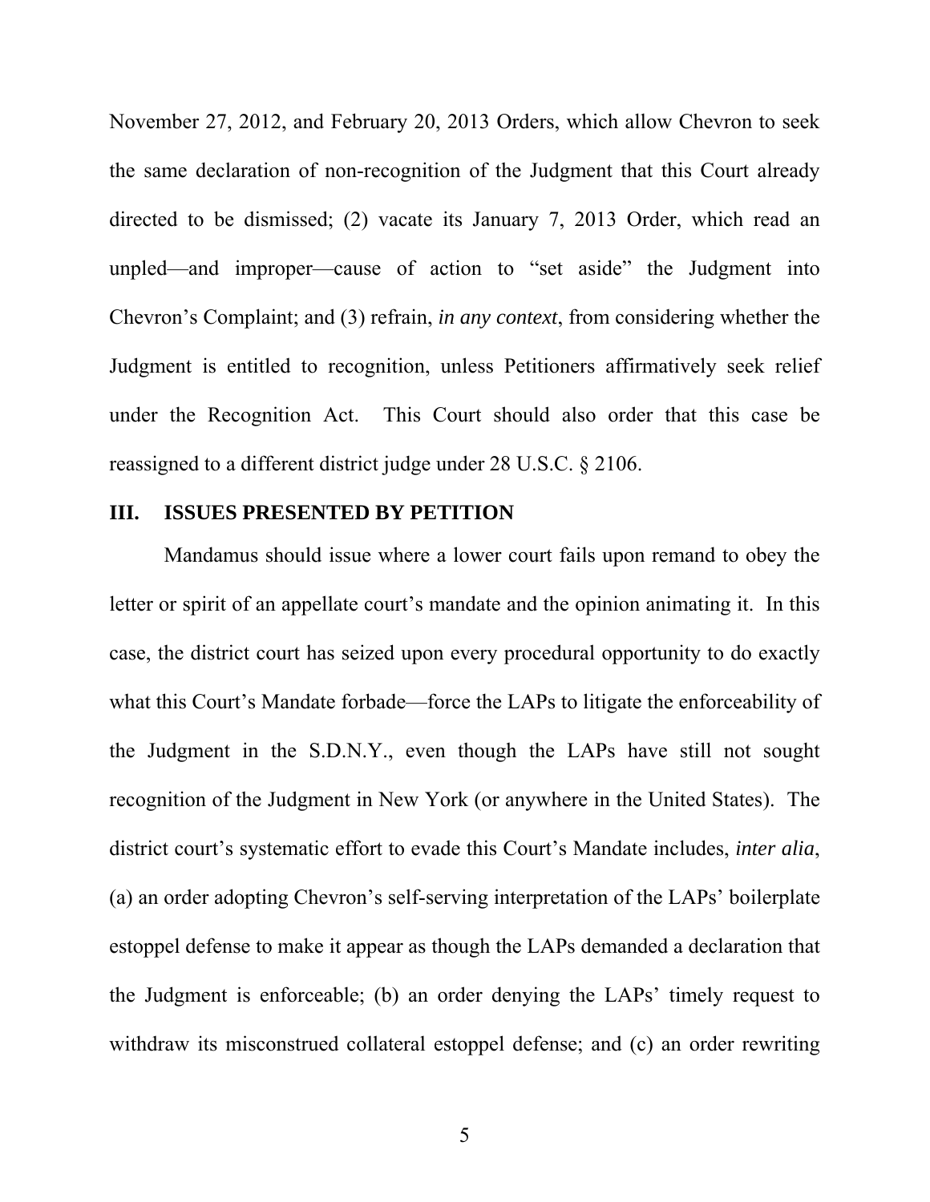November 27, 2012, and February 20, 2013 Orders, which allow Chevron to seek the same declaration of non-recognition of the Judgment that this Court already directed to be dismissed; (2) vacate its January 7, 2013 Order, which read an unpled—and improper—cause of action to "set aside" the Judgment into Chevron's Complaint; and (3) refrain, *in any context*, from considering whether the Judgment is entitled to recognition, unless Petitioners affirmatively seek relief under the Recognition Act. This Court should also order that this case be reassigned to a different district judge under 28 U.S.C. § 2106.

## III. ISSUES PRESENTED BY PETITION

Mandamus should issue where a lower court fails upon remand to obey the letter or spirit of an appellate court's mandate and the opinion animating it. In this case, the district court has seized upon every procedural opportunity to do exactly what this Court's Mandate forbade—force the LAPs to litigate the enforceability of the Judgment in the S.D.N.Y., even though the LAPs have still not sought recognition of the Judgment in New York (or anywhere in the United States). The district court's systematic effort to evade this Court's Mandate includes, *inter alia*, (a) an order adopting Chevron's self-serving interpretation of the LAPs' boilerplate estoppel defense to make it appear as though the LAPs demanded a declaration that the Judgment is enforceable; (b) an order denying the LAPs' timely request to withdraw its misconstrued collateral estoppel defense; and (c) an order rewriting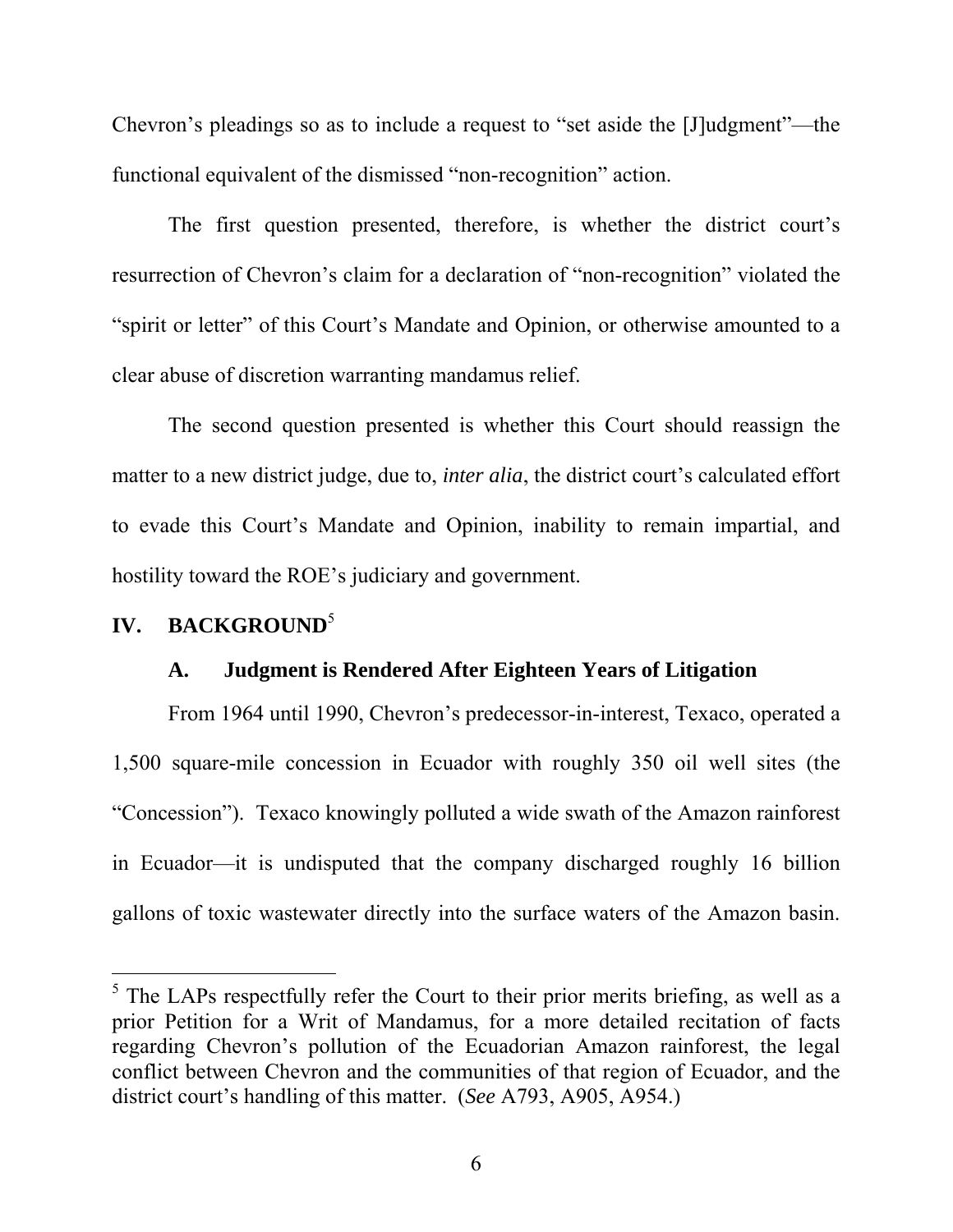Chevron's pleadings so as to include a request to "set aside the [J]udgment"—the functional equivalent of the dismissed "non-recognition" action.

The first question presented, therefore, is whether the district court's resurrection of Chevron's claim for a declaration of "non-recognition" violated the "spirit or letter" of this Court's Mandate and Opinion, or otherwise amounted to a clear abuse of discretion warranting mandamus relief.

The second question presented is whether this Court should reassign the matter to a new district judge, due to, *inter alia*, the district court's calculated effort to evade this Court's Mandate and Opinion, inability to remain impartial, and hostility toward the ROE's judiciary and government.

## IV. BACKGROUND[5]

### A. Judgment is Rendered After Eighteen Years of Litigation

From 1964 until 1990, Chevron's predecessor-in-interest, Texaco, operated a 1,500 square-mile concession in Ecuador with roughly 350 oil well sites (the "Concession"). Texaco knowingly polluted a wide swath of the Amazon rainforest in Ecuador—it is undisputed that the company discharged roughly 16 billion gallons of toxic wastewater directly into the surface waters of the Amazon basin.

[5] The LAPs respectfully refer the Court to their prior merits briefing, as well as a prior Petition for a Writ of Mandamus, for a more detailed recitation of facts regarding Chevron's pollution of the Ecuadorian Amazon rainforest, the legal conflict between Chevron and the communities of that region of Ecuador, and the district court's handling of this matter. (*See* A793, A905, A954.)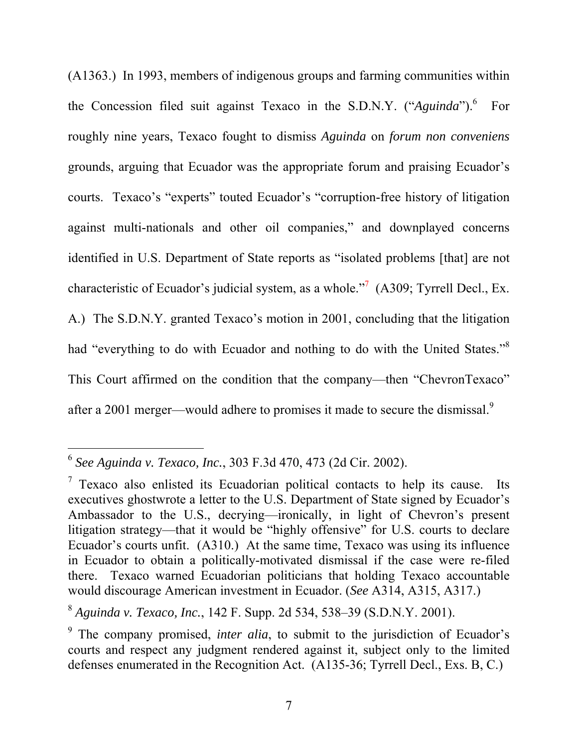(A1363.) In 1993, members of indigenous groups and farming communities within the Concession filed suit against Texaco in the S.D.N.Y. ("*Aguinda*").[6] For roughly nine years, Texaco fought to dismiss *Aguinda* on *forum non conveniens* grounds, arguing that Ecuador was the appropriate forum and praising Ecuador's courts. Texaco's "experts" touted Ecuador's "corruption-free history of litigation against multi-nationals and other oil companies," and downplayed concerns identified in U.S. Department of State reports as "isolated problems [that] are not characteristic of Ecuador's judicial system, as a whole."[7] (A309; Tyrrell Decl., Ex. A.) The S.D.N.Y. granted Texaco's motion in 2001, concluding that the litigation had "everything to do with Ecuador and nothing to do with the United States."[8] This Court affirmed on the condition that the company—then "ChevronTexaco" after a 2001 merger—would adhere to promises it made to secure the dismissal.[9]

---

[6] *See Aguinda v. Texaco, Inc.*, 303 F.3d 470, 473 (2d Cir. 2002).

[7] Texaco also enlisted its Ecuadorian political contacts to help its cause. Its executives ghostwrote a letter to the U.S. Department of State signed by Ecuador's Ambassador to the U.S., decrying—ironically, in light of Chevron's present litigation strategy—that it would be "highly offensive" for U.S. courts to declare Ecuador's courts unfit. (A310.) At the same time, Texaco was using its influence in Ecuador to obtain a politically-motivated dismissal if the case were re-filed there. Texaco warned Ecuadorian politicians that holding Texaco accountable would discourage American investment in Ecuador. (*See* A314, A315, A317.)

[8] *Aguinda v. Texaco, Inc.*, 142 F. Supp. 2d 534, 538–39 (S.D.N.Y. 2001).

[9] The company promised, *inter alia*, to submit to the jurisdiction of Ecuador's courts and respect any judgment rendered against it, subject only to the limited defenses enumerated in the Recognition Act. (A135-36; Tyrrell Decl., Exs. B, C.)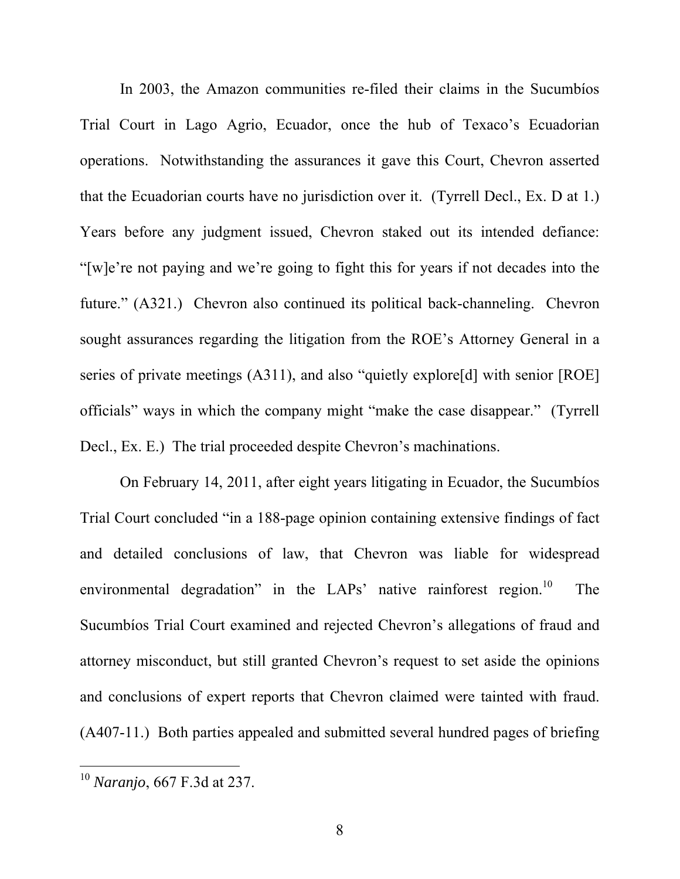In 2003, the Amazon communities re-filed their claims in the Sucumbíos Trial Court in Lago Agrio, Ecuador, once the hub of Texaco's Ecuadorian operations. Notwithstanding the assurances it gave this Court, Chevron asserted that the Ecuadorian courts have no jurisdiction over it. (Tyrrell Decl., Ex. D at 1.) Years before any judgment issued, Chevron staked out its intended defiance: "[w]e're not paying and we're going to fight this for years if not decades into the future." (A321.) Chevron also continued its political back-channeling. Chevron sought assurances regarding the litigation from the ROE's Attorney General in a series of private meetings (A311), and also "quietly explore[d] with senior [ROE] officials" ways in which the company might "make the case disappear." (Tyrrell Decl., Ex. E.) The trial proceeded despite Chevron's machinations.

On February 14, 2011, after eight years litigating in Ecuador, the Sucumbíos Trial Court concluded "in a 188-page opinion containing extensive findings of fact and detailed conclusions of law, that Chevron was liable for widespread environmental degradation" in the LAPs' native rainforest region.[10] The Sucumbíos Trial Court examined and rejected Chevron's allegations of fraud and attorney misconduct, but still granted Chevron's request to set aside the opinions and conclusions of expert reports that Chevron claimed were tainted with fraud. (A407-11.) Both parties appealed and submitted several hundred pages of briefing

---

[10] *Naranjo*, 667 F.3d at 237.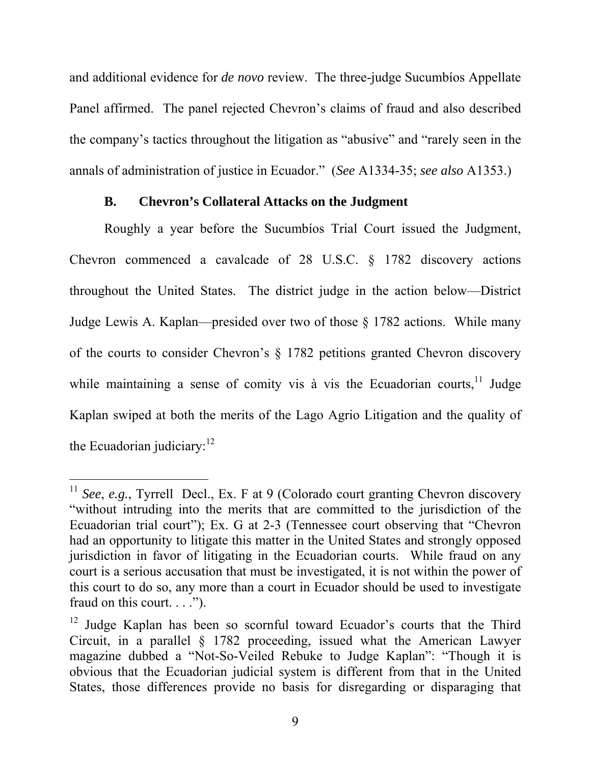and additional evidence for *de novo* review. The three-judge Sucumbíos Appellate Panel affirmed. The panel rejected Chevron's claims of fraud and also described the company's tactics throughout the litigation as "abusive" and "rarely seen in the annals of administration of justice in Ecuador." (*See* A1334-35; *see also* A1353.)

### B. Chevron's Collateral Attacks on the Judgment

Roughly a year before the Sucumbíos Trial Court issued the Judgment, Chevron commenced a cavalcade of 28 U.S.C. § 1782 discovery actions throughout the United States. The district judge in the action below—District Judge Lewis A. Kaplan—presided over two of those § 1782 actions. While many of the courts to consider Chevron's § 1782 petitions granted Chevron discovery while maintaining a sense of comity vis à vis the Ecuadorian courts,[11] Judge Kaplan swiped at both the merits of the Lago Agrio Litigation and the quality of the Ecuadorian judiciary:[12]

---

[11] *See*, *e.g.*, Tyrrell Decl., Ex. F at 9 (Colorado court granting Chevron discovery "without intruding into the merits that are committed to the jurisdiction of the Ecuadorian trial court"); Ex. G at 2-3 (Tennessee court observing that "Chevron had an opportunity to litigate this matter in the United States and strongly opposed jurisdiction in favor of litigating in the Ecuadorian courts. While fraud on any court is a serious accusation that must be investigated, it is not within the power of this court to do so, any more than a court in Ecuador should be used to investigate fraud on this court. . . .").

[12] Judge Kaplan has been so scornful toward Ecuador's courts that the Third Circuit, in a parallel § 1782 proceeding, issued what the American Lawyer magazine dubbed a "Not-So-Veiled Rebuke to Judge Kaplan": "Though it is obvious that the Ecuadorian judicial system is different from that in the United States, those differences provide no basis for disregarding or disparaging that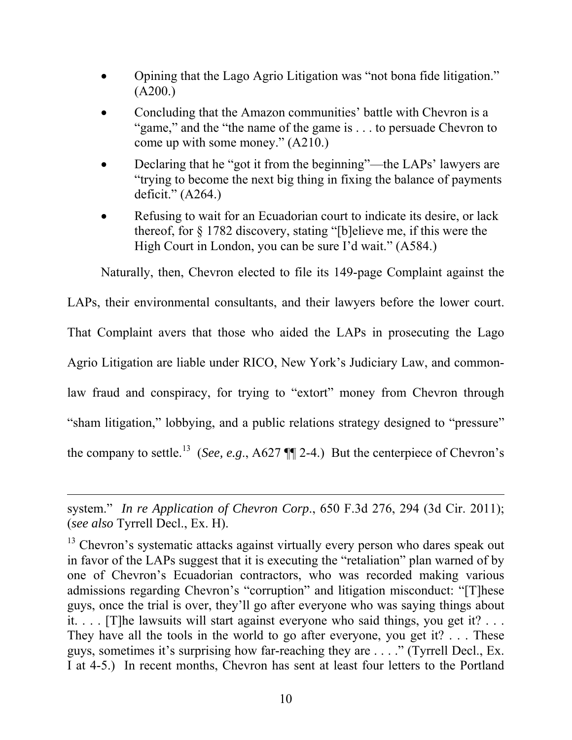- Opining that the Lago Agrio Litigation was "not bona fide litigation." (A200.)
- Concluding that the Amazon communities' battle with Chevron is a "game," and the "the name of the game is . . . to persuade Chevron to come up with some money." (A210.)
- Declaring that he "got it from the beginning"—the LAPs' lawyers are "trying to become the next big thing in fixing the balance of payments deficit." (A264.)
- Refusing to wait for an Ecuadorian court to indicate its desire, or lack thereof, for § 1782 discovery, stating "[b]elieve me, if this were the High Court in London, you can be sure I'd wait." (A584.)

Naturally, then, Chevron elected to file its 149-page Complaint against the LAPs, their environmental consultants, and their lawyers before the lower court. That Complaint avers that those who aided the LAPs in prosecuting the Lago Agrio Litigation are liable under RICO, New York's Judiciary Law, and common-law fraud and conspiracy, for trying to "extort" money from Chevron through "sham litigation," lobbying, and a public relations strategy designed to "pressure" the company to settle.[13] (*See, e.g.*, A627 ¶¶ 2-4.) But the centerpiece of Chevron's

---

system." *In re Application of Chevron Corp*., 650 F.3d 276, 294 (3d Cir. 2011); (*see also* Tyrrell Decl., Ex. H).

[13] Chevron's systematic attacks against virtually every person who dares speak out in favor of the LAPs suggest that it is executing the "retaliation" plan warned of by one of Chevron's Ecuadorian contractors, who was recorded making various admissions regarding Chevron's "corruption" and litigation misconduct: "[T]hese guys, once the trial is over, they'll go after everyone who was saying things about it. . . . [T]he lawsuits will start against everyone who said things, you get it? . . . They have all the tools in the world to go after everyone, you get it? . . . These guys, sometimes it's surprising how far-reaching they are . . . ." (Tyrrell Decl., Ex. I at 4-5.) In recent months, Chevron has sent at least four letters to the Portland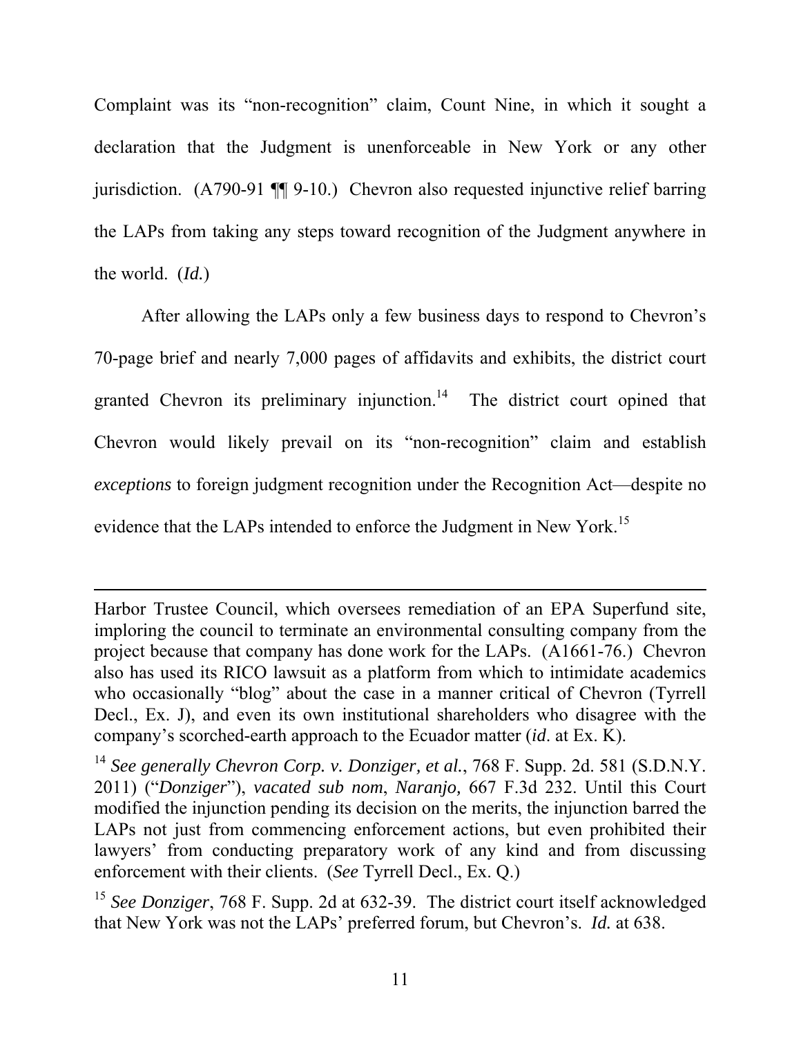Complaint was its "non-recognition" claim, Count Nine, in which it sought a declaration that the Judgment is unenforceable in New York or any other jurisdiction. (A790-91 ¶¶ 9-10.) Chevron also requested injunctive relief barring the LAPs from taking any steps toward recognition of the Judgment anywhere in the world. (*Id.*)

After allowing the LAPs only a few business days to respond to Chevron's 70-page brief and nearly 7,000 pages of affidavits and exhibits, the district court granted Chevron its preliminary injunction.[14] The district court opined that Chevron would likely prevail on its "non-recognition" claim and establish *exceptions* to foreign judgment recognition under the Recognition Act—despite no evidence that the LAPs intended to enforce the Judgment in New York.[15]

---

Harbor Trustee Council, which oversees remediation of an EPA Superfund site, imploring the council to terminate an environmental consulting company from the project because that company has done work for the LAPs. (A1661-76.) Chevron also has used its RICO lawsuit as a platform from which to intimidate academics who occasionally "blog" about the case in a manner critical of Chevron (Tyrrell Decl., Ex. J), and even its own institutional shareholders who disagree with the company's scorched-earth approach to the Ecuador matter (*id*. at Ex. K).

[14] *See generally Chevron Corp. v. Donziger, et al.*, 768 F. Supp. 2d. 581 (S.D.N.Y. 2011) ("*Donziger*"), *vacated sub nom*, *Naranjo,* 667 F.3d 232. Until this Court modified the injunction pending its decision on the merits, the injunction barred the LAPs not just from commencing enforcement actions, but even prohibited their lawyers' from conducting preparatory work of any kind and from discussing enforcement with their clients. (*See* Tyrrell Decl., Ex. Q.)

[15] *See Donziger*, 768 F. Supp. 2d at 632-39. The district court itself acknowledged that New York was not the LAPs' preferred forum, but Chevron's. *Id.* at 638.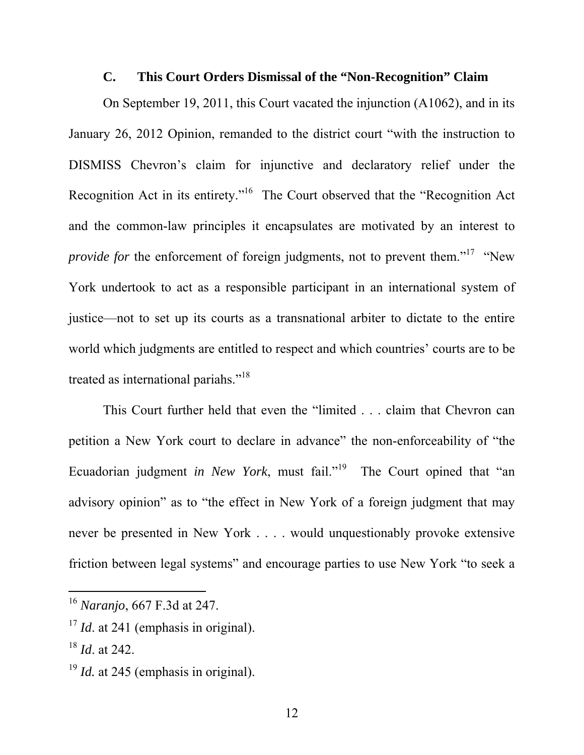### C. This Court Orders Dismissal of the "Non-Recognition" Claim

On September 19, 2011, this Court vacated the injunction (A1062), and in its January 26, 2012 Opinion, remanded to the district court "with the instruction to DISMISS Chevron's claim for injunctive and declaratory relief under the Recognition Act in its entirety."[16] The Court observed that the "Recognition Act and the common-law principles it encapsulates are motivated by an interest to *provide for* the enforcement of foreign judgments, not to prevent them."[17] "New York undertook to act as a responsible participant in an international system of justice—not to set up its courts as a transnational arbiter to dictate to the entire world which judgments are entitled to respect and which countries' courts are to be treated as international pariahs."[18]

This Court further held that even the "limited . . . claim that Chevron can petition a New York court to declare in advance" the non-enforceability of "the Ecuadorian judgment *in New York*, must fail."[19] The Court opined that "an advisory opinion" as to "the effect in New York of a foreign judgment that may never be presented in New York . . . . would unquestionably provoke extensive friction between legal systems" and encourage parties to use New York "to seek a

---

[16] *Naranjo*, 667 F.3d at 247.

[17] *Id*. at 241 (emphasis in original).

[18] *Id*. at 242.

[19] *Id.* at 245 (emphasis in original).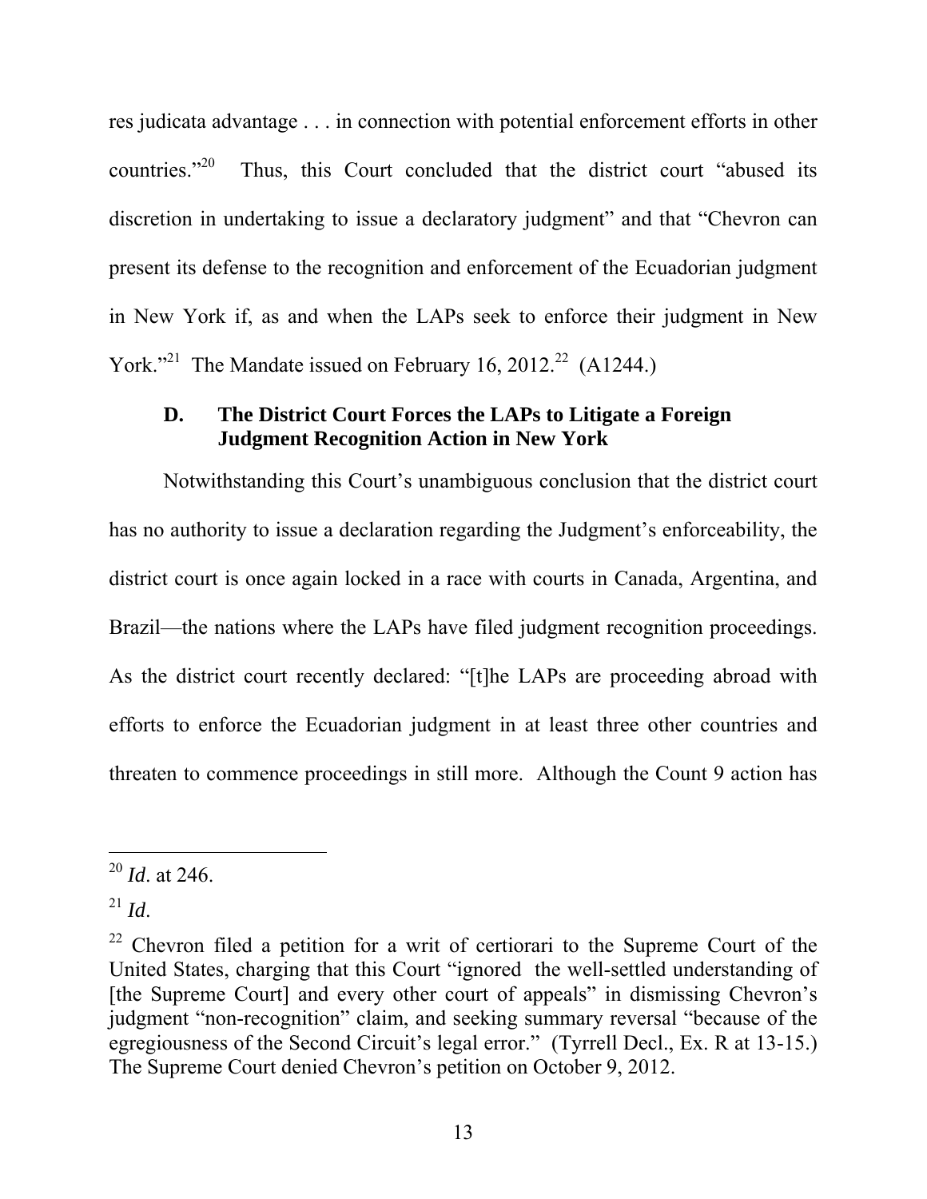res judicata advantage . . . in connection with potential enforcement efforts in other countries."[20] Thus, this Court concluded that the district court "abused its discretion in undertaking to issue a declaratory judgment" and that "Chevron can present its defense to the recognition and enforcement of the Ecuadorian judgment in New York if, as and when the LAPs seek to enforce their judgment in New York."[21] The Mandate issued on February 16, 2012.[22] (A1244.)

### D. The District Court Forces the LAPs to Litigate a Foreign Judgment Recognition Action in New York

Notwithstanding this Court's unambiguous conclusion that the district court has no authority to issue a declaration regarding the Judgment's enforceability, the district court is once again locked in a race with courts in Canada, Argentina, and Brazil—the nations where the LAPs have filed judgment recognition proceedings. As the district court recently declared: "[t]he LAPs are proceeding abroad with efforts to enforce the Ecuadorian judgment in at least three other countries and threaten to commence proceedings in still more. Although the Count 9 action has

---

[20] *Id*. at 246.

[21] *Id*.

[22] Chevron filed a petition for a writ of certiorari to the Supreme Court of the United States, charging that this Court "ignored the well-settled understanding of [the Supreme Court] and every other court of appeals" in dismissing Chevron's judgment "non-recognition" claim, and seeking summary reversal "because of the egregiousness of the Second Circuit's legal error." (Tyrrell Decl., Ex. R at 13-15.) The Supreme Court denied Chevron's petition on October 9, 2012.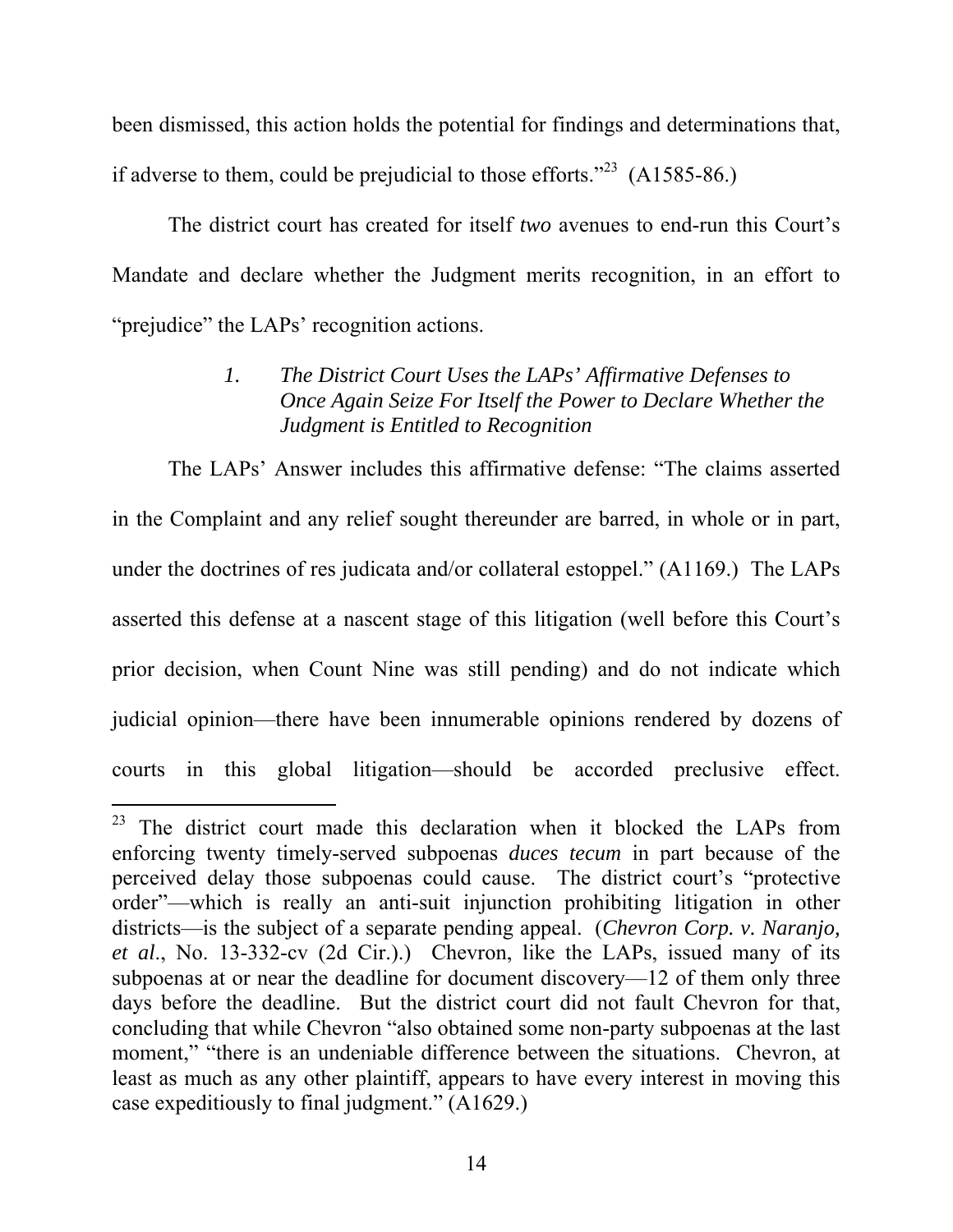been dismissed, this action holds the potential for findings and determinations that, if adverse to them, could be prejudicial to those efforts."[23] (A1585-86.)

The district court has created for itself *two* avenues to end-run this Court's Mandate and declare whether the Judgment merits recognition, in an effort to "prejudice" the LAPs' recognition actions.

#### *1. The District Court Uses the LAPs' Affirmative Defenses to Once Again Seize For Itself the Power to Declare Whether the Judgment is Entitled to Recognition*

The LAPs' Answer includes this affirmative defense: "The claims asserted in the Complaint and any relief sought thereunder are barred, in whole or in part, under the doctrines of res judicata and/or collateral estoppel." (A1169.) The LAPs asserted this defense at a nascent stage of this litigation (well before this Court's prior decision, when Count Nine was still pending) and do not indicate which judicial opinion—there have been innumerable opinions rendered by dozens of courts in this global litigation—should be accorded preclusive effect.

---

[23] The district court made this declaration when it blocked the LAPs from enforcing twenty timely-served subpoenas *duces tecum* in part because of the perceived delay those subpoenas could cause. The district court's "protective order"—which is really an anti-suit injunction prohibiting litigation in other districts—is the subject of a separate pending appeal. (*Chevron Corp. v. Naranjo, et al.*, No. 13-332-cv (2d Cir.).) Chevron, like the LAPs, issued many of its subpoenas at or near the deadline for document discovery—12 of them only three days before the deadline. But the district court did not fault Chevron for that, concluding that while Chevron "also obtained some non-party subpoenas at the last moment," "there is an undeniable difference between the situations. Chevron, at least as much as any other plaintiff, appears to have every interest in moving this case expeditiously to final judgment." (A1629.)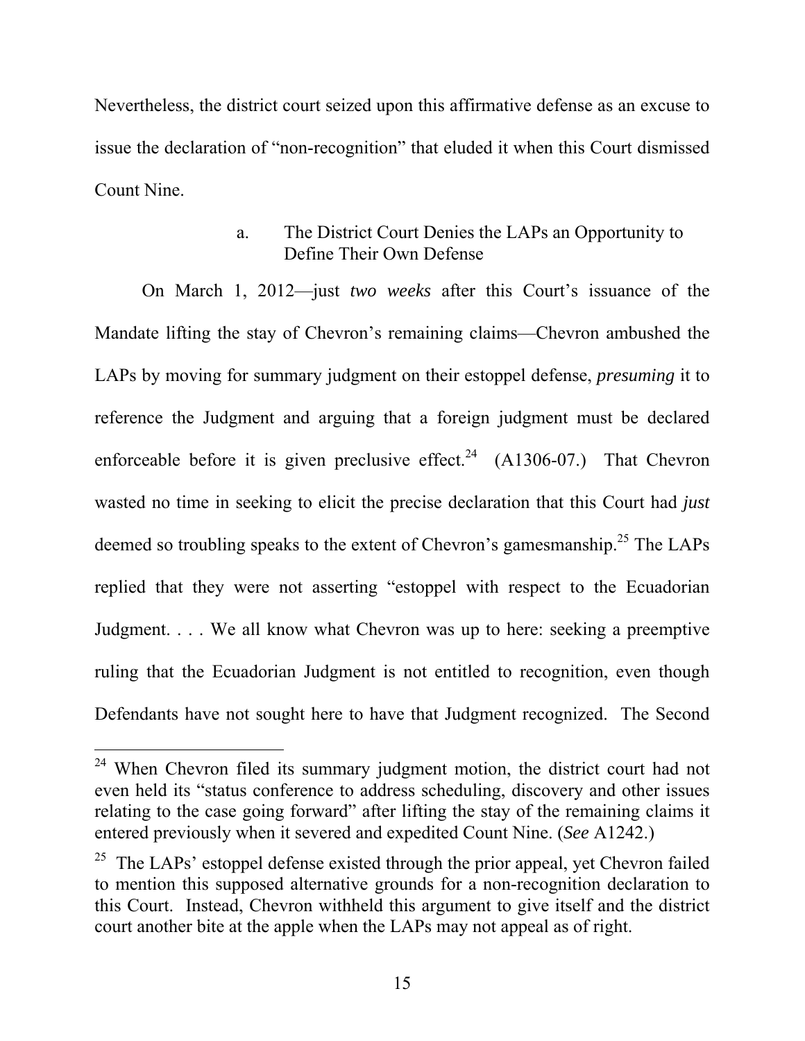Nevertheless, the district court seized upon this affirmative defense as an excuse to issue the declaration of "non-recognition" that eluded it when this Court dismissed Count Nine.

#### a. The District Court Denies the LAPs an Opportunity to Define Their Own Defense

On March 1, 2012—just *two weeks* after this Court's issuance of the Mandate lifting the stay of Chevron's remaining claims—Chevron ambushed the LAPs by moving for summary judgment on their estoppel defense, *presuming* it to reference the Judgment and arguing that a foreign judgment must be declared enforceable before it is given preclusive effect.[24] (A1306-07.) That Chevron wasted no time in seeking to elicit the precise declaration that this Court had *just* deemed so troubling speaks to the extent of Chevron's gamesmanship.[25] The LAPs replied that they were not asserting "estoppel with respect to the Ecuadorian Judgment. . . . We all know what Chevron was up to here: seeking a preemptive ruling that the Ecuadorian Judgment is not entitled to recognition, even though Defendants have not sought here to have that Judgment recognized. The Second

---

[24] When Chevron filed its summary judgment motion, the district court had not even held its "status conference to address scheduling, discovery and other issues relating to the case going forward" after lifting the stay of the remaining claims it entered previously when it severed and expedited Count Nine. (*See* A1242.)

[25] The LAPs' estoppel defense existed through the prior appeal, yet Chevron failed to mention this supposed alternative grounds for a non-recognition declaration to this Court. Instead, Chevron withheld this argument to give itself and the district court another bite at the apple when the LAPs may not appeal as of right.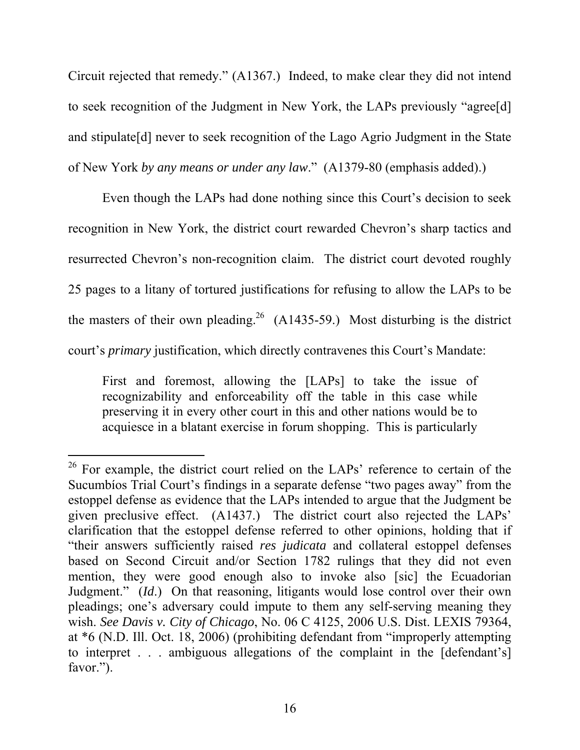Circuit rejected that remedy." (A1367.) Indeed, to make clear they did not intend to seek recognition of the Judgment in New York, the LAPs previously "agree[d] and stipulate[d] never to seek recognition of the Lago Agrio Judgment in the State of New York *by any means or under any law*." (A1379-80 (emphasis added).)

Even though the LAPs had done nothing since this Court's decision to seek recognition in New York, the district court rewarded Chevron's sharp tactics and resurrected Chevron's non-recognition claim. The district court devoted roughly 25 pages to a litany of tortured justifications for refusing to allow the LAPs to be the masters of their own pleading.[26] (A1435-59.) Most disturbing is the district court's *primary* justification, which directly contravenes this Court's Mandate:

> First and foremost, allowing the [LAPs] to take the issue of recognizability and enforceability off the table in this case while preserving it in every other court in this and other nations would be to acquiesce in a blatant exercise in forum shopping. This is particularly

---

[26] For example, the district court relied on the LAPs' reference to certain of the Sucumbíos Trial Court's findings in a separate defense "two pages away" from the estoppel defense as evidence that the LAPs intended to argue that the Judgment be given preclusive effect. (A1437.) The district court also rejected the LAPs' clarification that the estoppel defense referred to other opinions, holding that if "their answers sufficiently raised *res judicata* and collateral estoppel defenses based on Second Circuit and/or Section 1782 rulings that they did not even mention, they were good enough also to invoke also [sic] the Ecuadorian Judgment." (*Id.*) On that reasoning, litigants would lose control over their own pleadings; one's adversary could impute to them any self-serving meaning they wish. *See Davis v. City of Chicago*, No. 06 C 4125, 2006 U.S. Dist. LEXIS 79364, at *6 (N.D. Ill. Oct. 18, 2006) (prohibiting defendant from "improperly attempting to interpret . . . ambiguous allegations of the complaint in the [defendant's] favor.").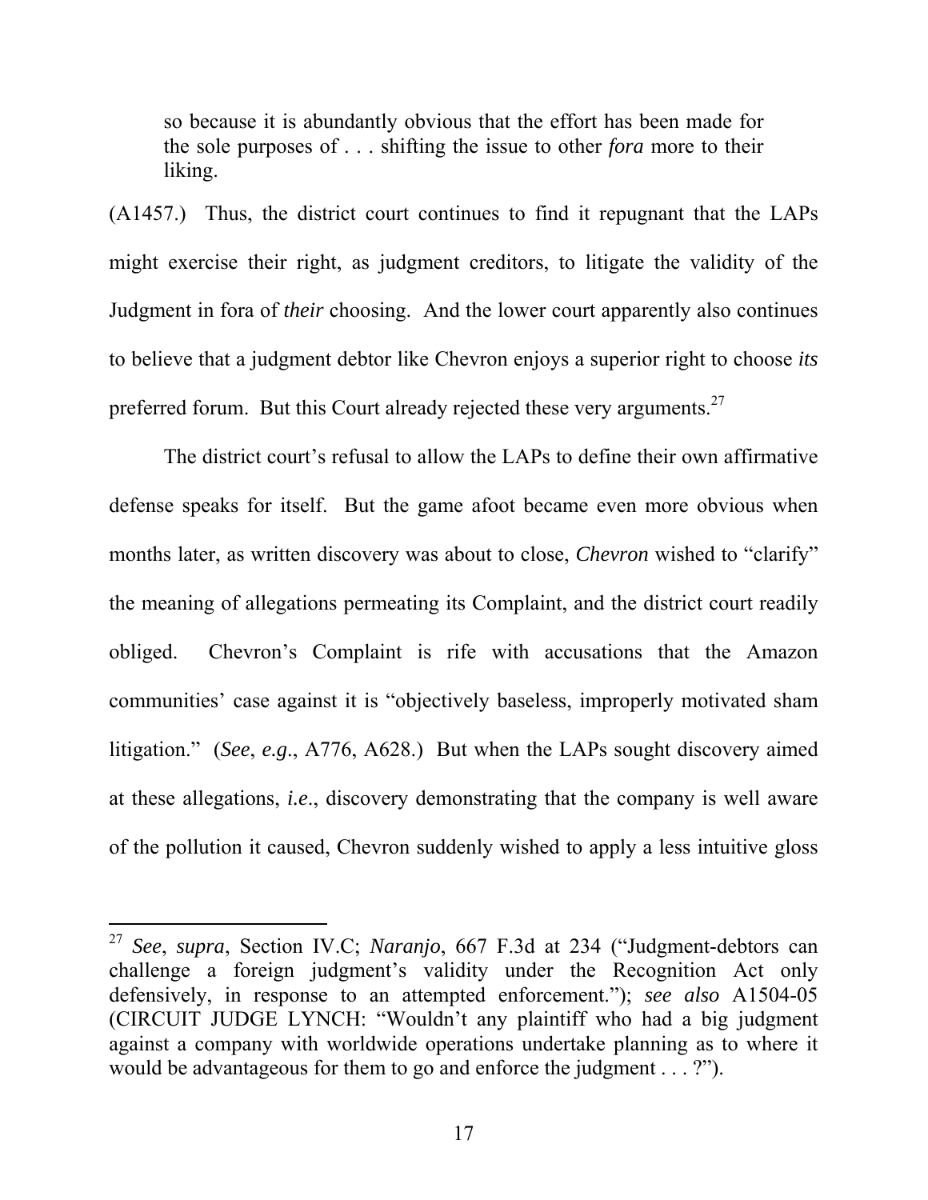> so because it is abundantly obvious that the effort has been made for the sole purposes of . . . shifting the issue to other *fora* more to their liking.

(A1457.) Thus, the district court continues to find it repugnant that the LAPs might exercise their right, as judgment creditors, to litigate the validity of the Judgment in fora of *their* choosing. And the lower court apparently also continues to believe that a judgment debtor like Chevron enjoys a superior right to choose *its* preferred forum. But this Court already rejected these very arguments.[27]

The district court's refusal to allow the LAPs to define their own affirmative defense speaks for itself. But the game afoot became even more obvious when months later, as written discovery was about to close, *Chevron* wished to "clarify" the meaning of allegations permeating its Complaint, and the district court readily obliged. Chevron's Complaint is rife with accusations that the Amazon communities' case against it is "objectively baseless, improperly motivated sham litigation." (*See*, *e.g*., A776, A628.) But when the LAPs sought discovery aimed at these allegations, *i.e*., discovery demonstrating that the company is well aware of the pollution it caused, Chevron suddenly wished to apply a less intuitive gloss

---

[27] *See*, *supra*, Section IV.C; *Naranjo*, 667 F.3d at 234 ("Judgment-debtors can challenge a foreign judgment's validity under the Recognition Act only defensively, in response to an attempted enforcement."); *see also* A1504-05 (CIRCUIT JUDGE LYNCH: "Wouldn't any plaintiff who had a big judgment against a company with worldwide operations undertake planning as to where it would be advantageous for them to go and enforce the judgment . . . ?").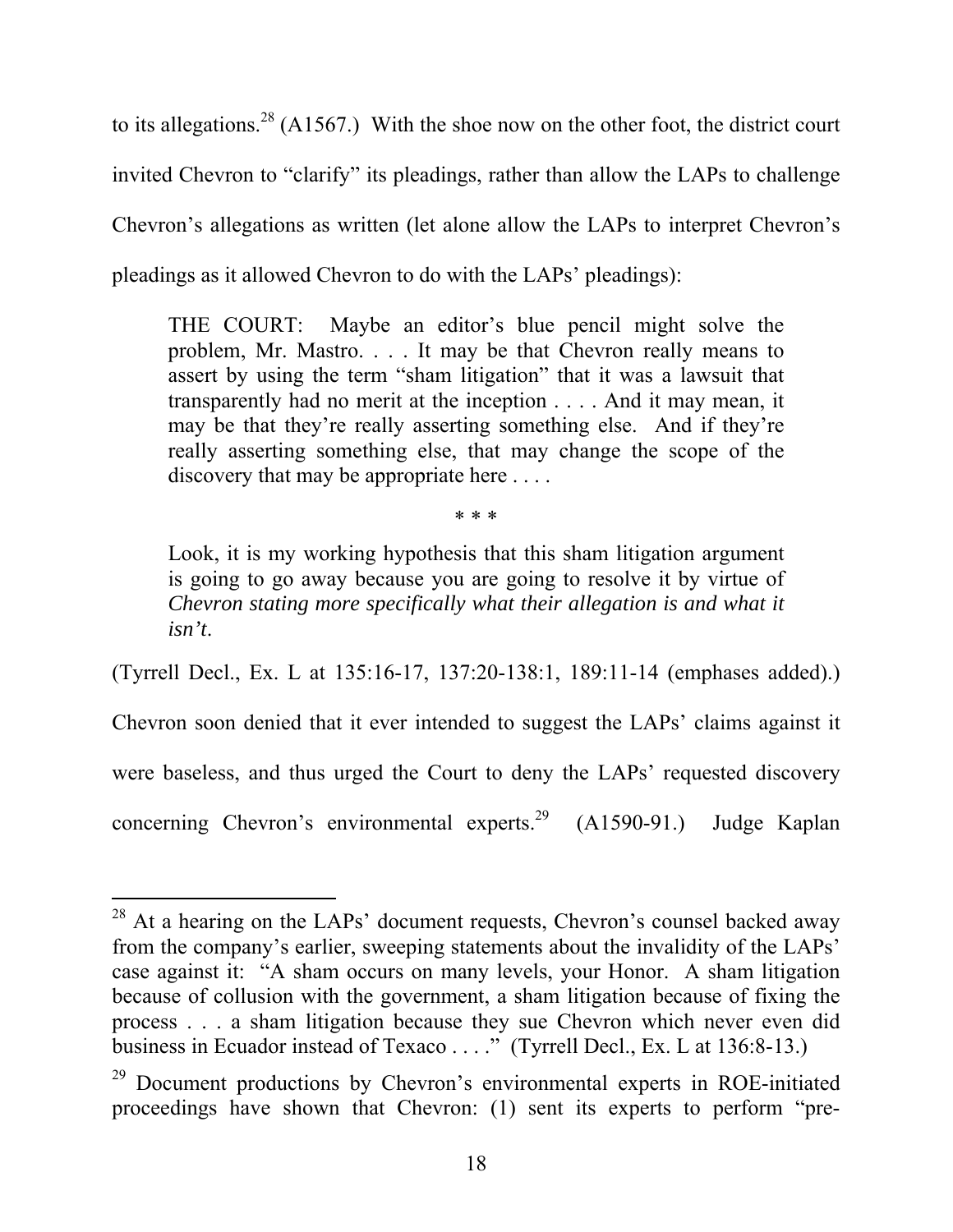to its allegations.[28] (A1567.) With the shoe now on the other foot, the district court invited Chevron to "clarify" its pleadings, rather than allow the LAPs to challenge Chevron's allegations as written (let alone allow the LAPs to interpret Chevron's pleadings as it allowed Chevron to do with the LAPs' pleadings):

> THE COURT: Maybe an editor's blue pencil might solve the problem, Mr. Mastro. . . . It may be that Chevron really means to assert by using the term "sham litigation" that it was a lawsuit that transparently had no merit at the inception . . . . And it may mean, it may be that they're really asserting something else. And if they're really asserting something else, that may change the scope of the discovery that may be appropriate here . . . .
>
> \* \* \*
>
> Look, it is my working hypothesis that this sham litigation argument is going to go away because you are going to resolve it by virtue of *Chevron stating more specifically what their allegation is and what it isn't*.

(Tyrrell Decl., Ex. L at 135:16-17, 137:20-138:1, 189:11-14 (emphases added).) Chevron soon denied that it ever intended to suggest the LAPs' claims against it were baseless, and thus urged the Court to deny the LAPs' requested discovery concerning Chevron's environmental experts.[29] (A1590-91.) Judge Kaplan

---

[28] At a hearing on the LAPs' document requests, Chevron's counsel backed away from the company's earlier, sweeping statements about the invalidity of the LAPs' case against it: "A sham occurs on many levels, your Honor. A sham litigation because of collusion with the government, a sham litigation because of fixing the process . . . a sham litigation because they sue Chevron which never even did business in Ecuador instead of Texaco . . . ." (Tyrrell Decl., Ex. L at 136:8-13.)

[29] Document productions by Chevron's environmental experts in ROE-initiated proceedings have shown that Chevron: (1) sent its experts to perform "pre-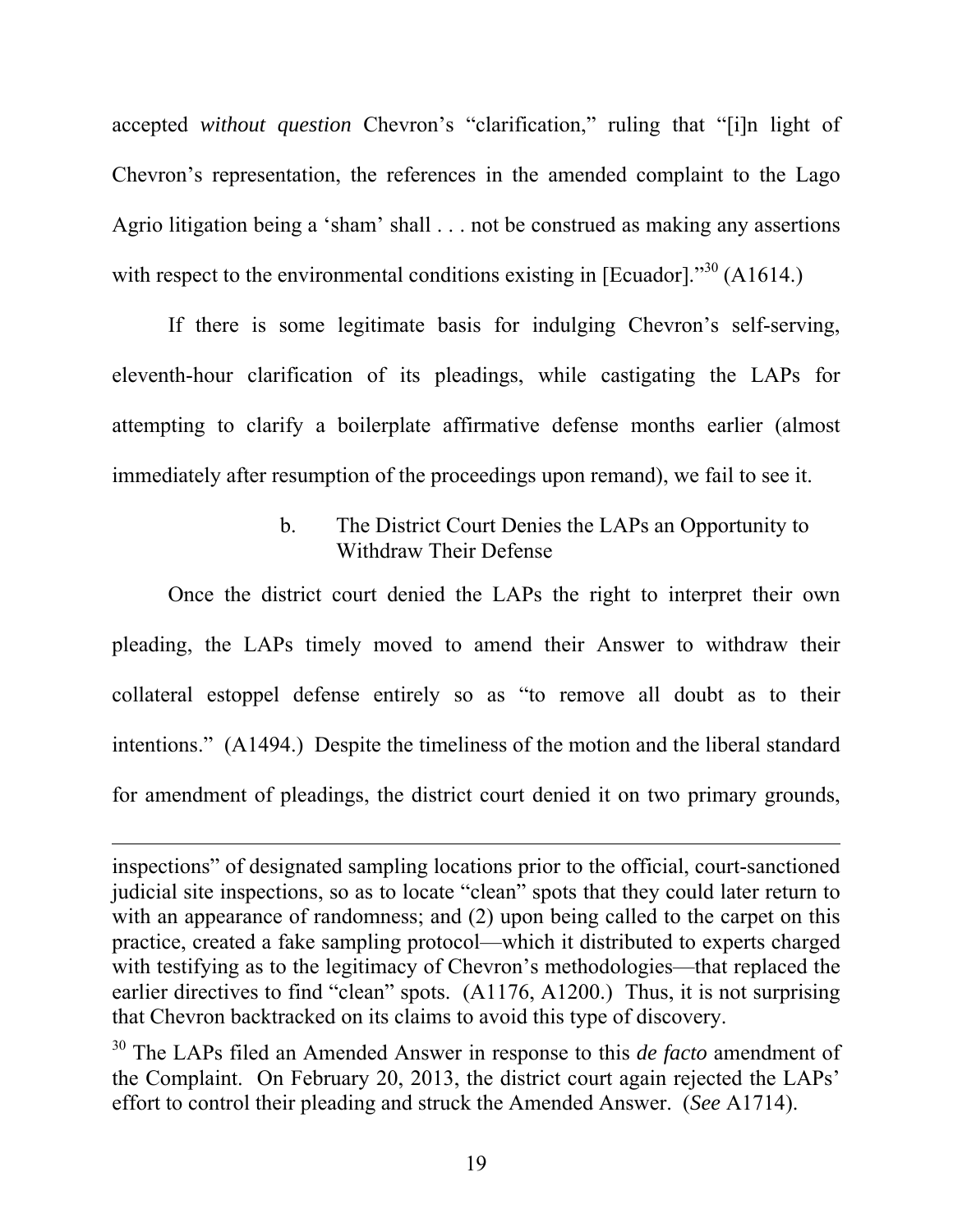accepted *without question* Chevron's "clarification," ruling that "[i]n light of Chevron's representation, the references in the amended complaint to the Lago Agrio litigation being a 'sham' shall . . . not be construed as making any assertions with respect to the environmental conditions existing in [Ecuador]."[30] (A1614.)

If there is some legitimate basis for indulging Chevron's self-serving, eleventh-hour clarification of its pleadings, while castigating the LAPs for attempting to clarify a boilerplate affirmative defense months earlier (almost immediately after resumption of the proceedings upon remand), we fail to see it.

#### b. The District Court Denies the LAPs an Opportunity to Withdraw Their Defense

Once the district court denied the LAPs the right to interpret their own pleading, the LAPs timely moved to amend their Answer to withdraw their collateral estoppel defense entirely so as "to remove all doubt as to their intentions." (A1494.) Despite the timeliness of the motion and the liberal standard for amendment of pleadings, the district court denied it on two primary grounds,

---

inspections" of designated sampling locations prior to the official, court-sanctioned judicial site inspections, so as to locate "clean" spots that they could later return to with an appearance of randomness; and (2) upon being called to the carpet on this practice, created a fake sampling protocol—which it distributed to experts charged with testifying as to the legitimacy of Chevron's methodologies—that replaced the earlier directives to find "clean" spots. (A1176, A1200.) Thus, it is not surprising that Chevron backtracked on its claims to avoid this type of discovery.

[30] The LAPs filed an Amended Answer in response to this *de facto* amendment of the Complaint. On February 20, 2013, the district court again rejected the LAPs' effort to control their pleading and struck the Amended Answer. (*See* A1714).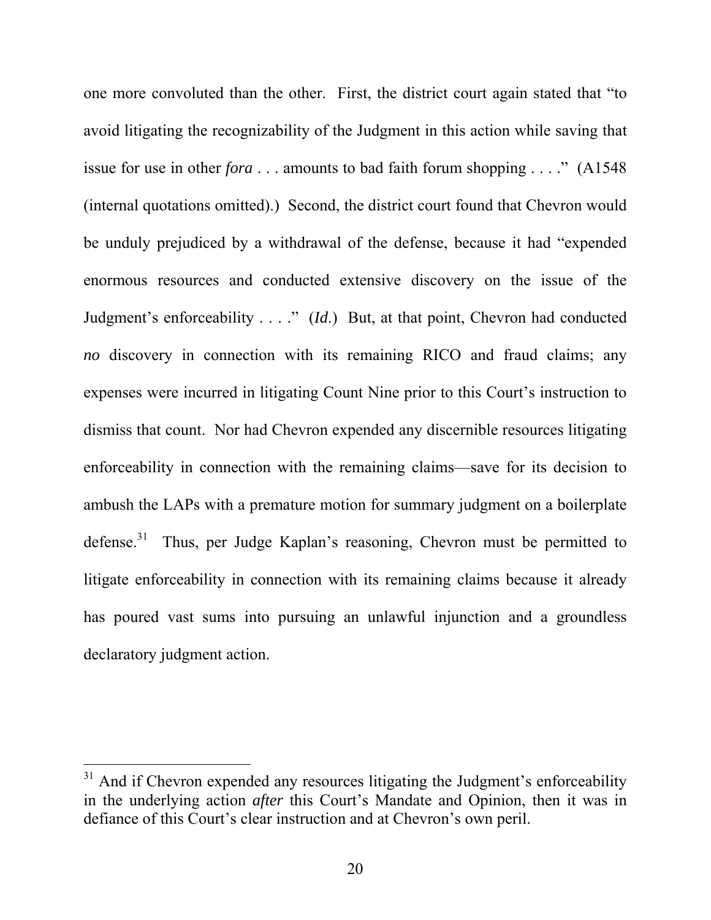one more convoluted than the other. First, the district court again stated that "to avoid litigating the recognizability of the Judgment in this action while saving that issue for use in other *fora* . . . amounts to bad faith forum shopping . . . ." (A1548 (internal quotations omitted).) Second, the district court found that Chevron would be unduly prejudiced by a withdrawal of the defense, because it had "expended enormous resources and conducted extensive discovery on the issue of the Judgment's enforceability . . . ." (*Id.*) But, at that point, Chevron had conducted *no* discovery in connection with its remaining RICO and fraud claims; any expenses were incurred in litigating Count Nine prior to this Court's instruction to dismiss that count. Nor had Chevron expended any discernible resources litigating enforceability in connection with the remaining claims—save for its decision to ambush the LAPs with a premature motion for summary judgment on a boilerplate defense.[31] Thus, per Judge Kaplan's reasoning, Chevron must be permitted to litigate enforceability in connection with its remaining claims because it already has poured vast sums into pursuing an unlawful injunction and a groundless declaratory judgment action.

[31] And if Chevron expended any resources litigating the Judgment's enforceability in the underlying action *after* this Court's Mandate and Opinion, then it was in defiance of this Court's clear instruction and at Chevron's own peril.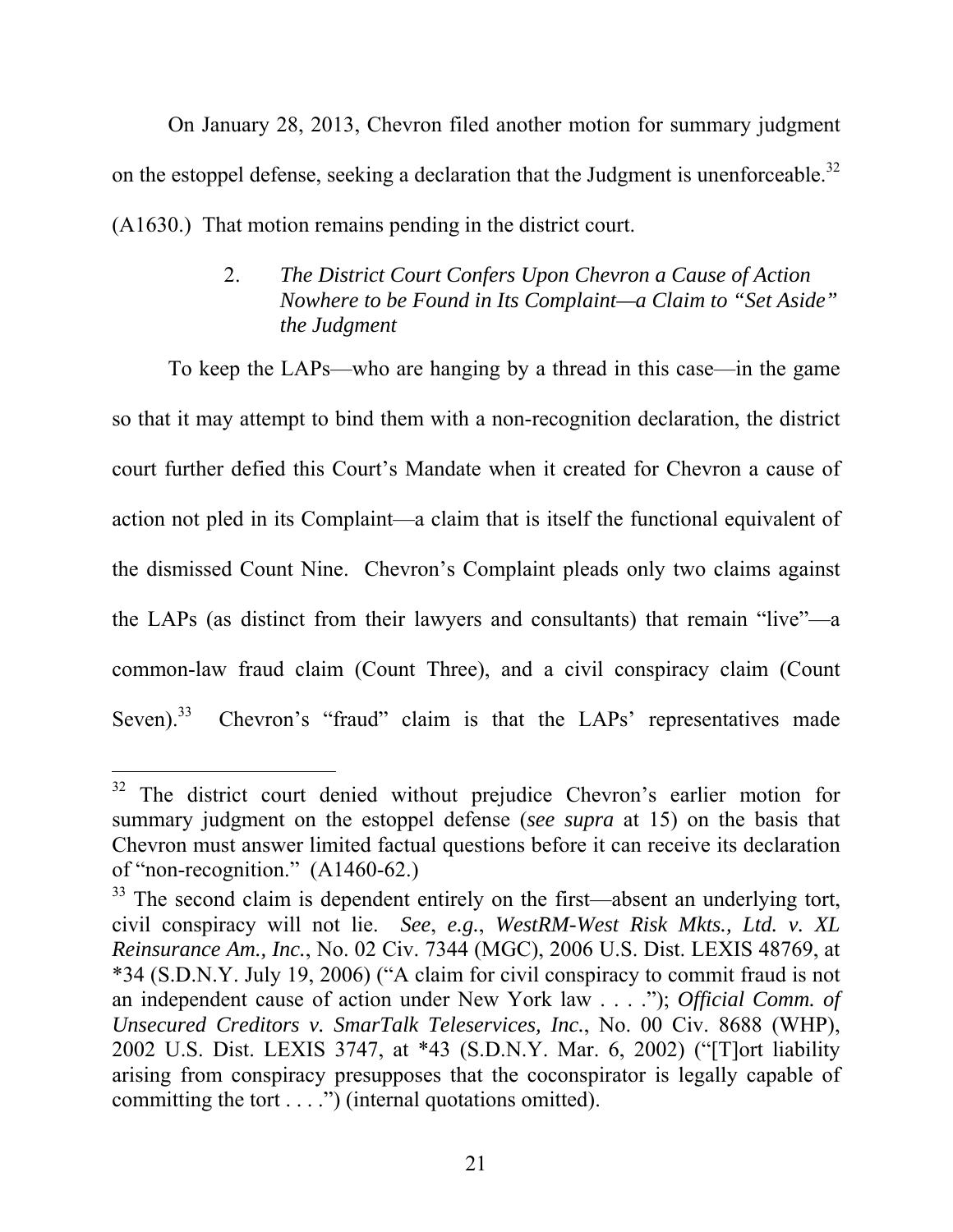On January 28, 2013, Chevron filed another motion for summary judgment on the estoppel defense, seeking a declaration that the Judgment is unenforceable.[32] (A1630.) That motion remains pending in the district court.

### 2. *The District Court Confers Upon Chevron a Cause of Action Nowhere to be Found in Its Complaint—a Claim to "Set Aside" the Judgment*

To keep the LAPs—who are hanging by a thread in this case—in the game so that it may attempt to bind them with a non-recognition declaration, the district court further defied this Court's Mandate when it created for Chevron a cause of action not pled in its Complaint—a claim that is itself the functional equivalent of the dismissed Count Nine. Chevron's Complaint pleads only two claims against the LAPs (as distinct from their lawyers and consultants) that remain "live"—a common-law fraud claim (Count Three), and a civil conspiracy claim (Count Seven).[33] Chevron's "fraud" claim is that the LAPs' representatives made

---

[32] The district court denied without prejudice Chevron's earlier motion for summary judgment on the estoppel defense (*see supra* at 15) on the basis that Chevron must answer limited factual questions before it can receive its declaration of "non-recognition." (A1460-62.)

[33] The second claim is dependent entirely on the first—absent an underlying tort, civil conspiracy will not lie. *See*, *e.g.*, *WestRM-West Risk Mkts., Ltd. v. XL Reinsurance Am., Inc.*, No. 02 Civ. 7344 (MGC), 2006 U.S. Dist. LEXIS 48769, at *34 (S.D.N.Y. July 19, 2006) ("A claim for civil conspiracy to commit fraud is not an independent cause of action under New York law . . . ."); *Official Comm. of Unsecured Creditors v. SmarTalk Teleservices, Inc.*, No. 00 Civ. 8688 (WHP), 2002 U.S. Dist. LEXIS 3747, at *43 (S.D.N.Y. Mar. 6, 2002) ("[T]ort liability arising from conspiracy presupposes that the coconspirator is legally capable of committing the tort . . . .") (internal quotations omitted).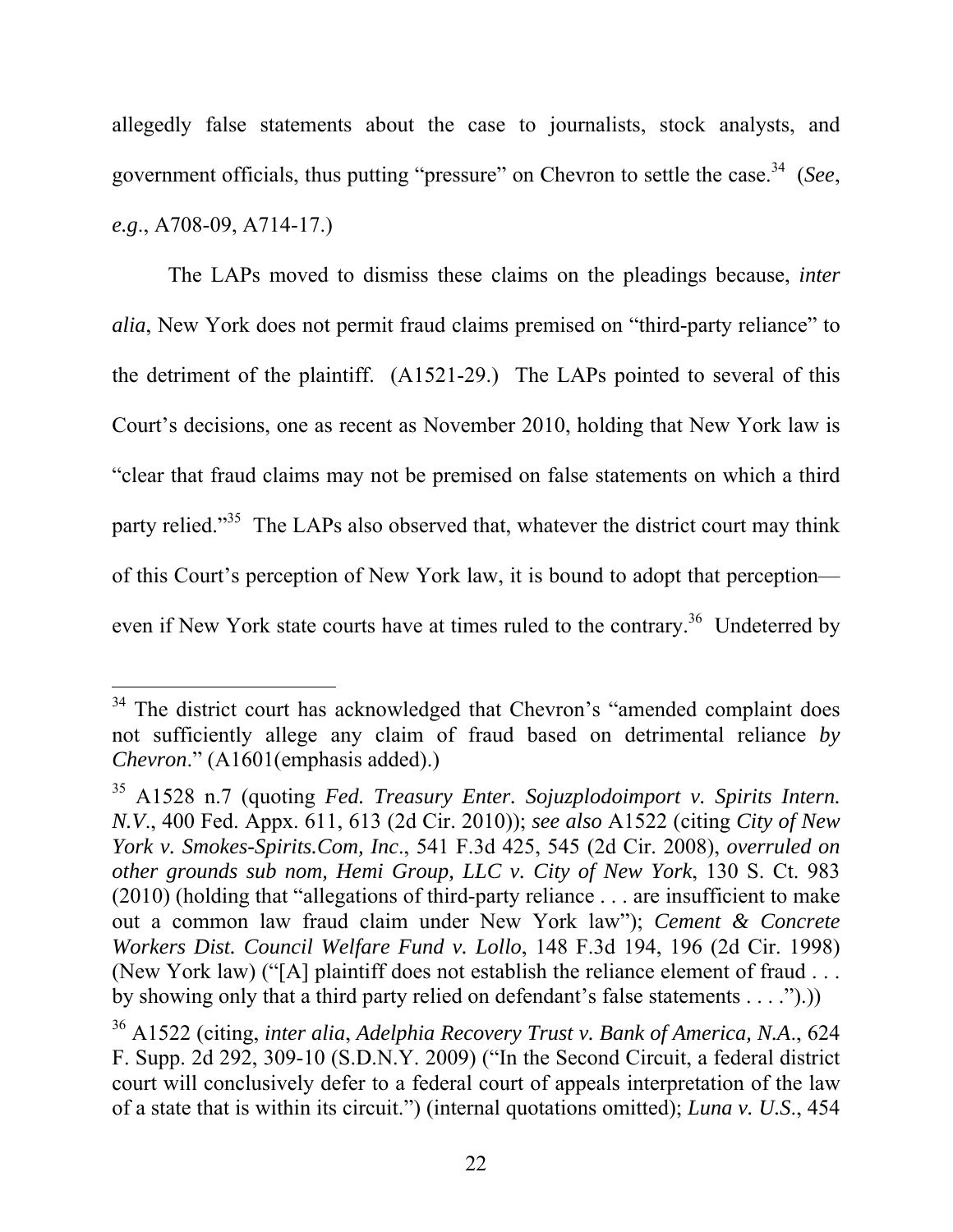allegedly false statements about the case to journalists, stock analysts, and government officials, thus putting "pressure" on Chevron to settle the case.[34] (*See*, *e.g.*, A708-09, A714-17.)

The LAPs moved to dismiss these claims on the pleadings because, *inter alia*, New York does not permit fraud claims premised on "third-party reliance" to the detriment of the plaintiff. (A1521-29.) The LAPs pointed to several of this Court's decisions, one as recent as November 2010, holding that New York law is "clear that fraud claims may not be premised on false statements on which a third party relied."[35] The LAPs also observed that, whatever the district court may think of this Court's perception of New York law, it is bound to adopt that perception—even if New York state courts have at times ruled to the contrary.[36] Undeterred by

---

[34] The district court has acknowledged that Chevron's "amended complaint does not sufficiently allege any claim of fraud based on detrimental reliance *by Chevron*." (A1601(emphasis added).)

[35] A1528 n.7 (quoting *Fed. Treasury Enter. Sojuzplodoimport v. Spirits Intern. N.V.*, 400 Fed. Appx. 611, 613 (2d Cir. 2010)); *see also* A1522 (citing *City of New York v. Smokes-Spirits.Com, Inc*., 541 F.3d 425, 545 (2d Cir. 2008), *overruled on other grounds sub nom, Hemi Group, LLC v. City of New York*, 130 S. Ct. 983 (2010) (holding that "allegations of third-party reliance . . . are insufficient to make out a common law fraud claim under New York law"); *Cement & Concrete Workers Dist. Council Welfare Fund v. Lollo*, 148 F.3d 194, 196 (2d Cir. 1998) (New York law) ("[A] plaintiff does not establish the reliance element of fraud . . . by showing only that a third party relied on defendant's false statements . . . .").))

[36] A1522 (citing, *inter alia*, *Adelphia Recovery Trust v. Bank of America, N.A*., 624 F. Supp. 2d 292, 309-10 (S.D.N.Y. 2009) ("In the Second Circuit, a federal district court will conclusively defer to a federal court of appeals interpretation of the law of a state that is within its circuit.") (internal quotations omitted); *Luna v. U.S*., 454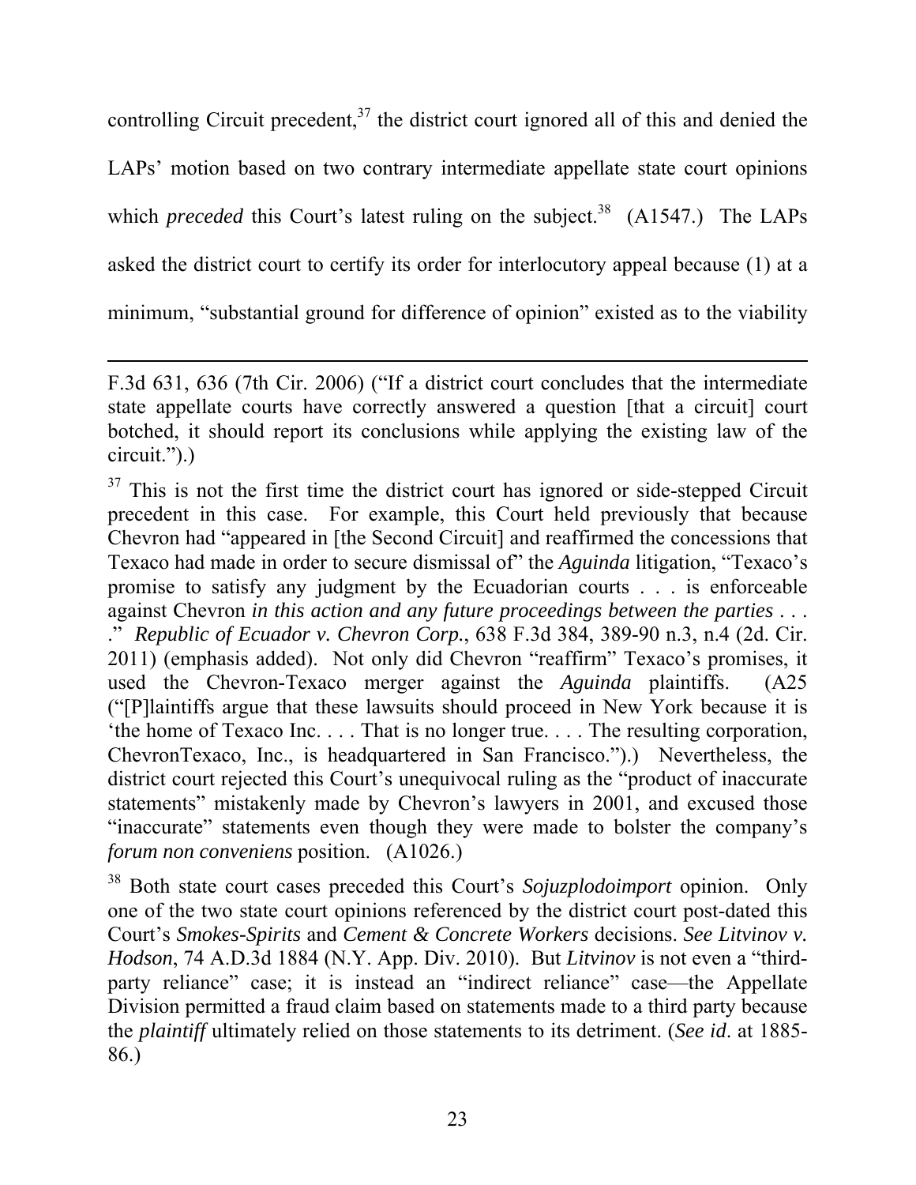controlling Circuit precedent,[37] the district court ignored all of this and denied the LAPs' motion based on two contrary intermediate appellate state court opinions which *preceded* this Court's latest ruling on the subject.[38] (A1547.) The LAPs asked the district court to certify its order for interlocutory appeal because (1) at a minimum, "substantial ground for difference of opinion" existed as to the viability

---

F.3d 631, 636 (7th Cir. 2006) ("If a district court concludes that the intermediate state appellate courts have correctly answered a question [that a circuit] court botched, it should report its conclusions while applying the existing law of the circuit.").)

[37] This is not the first time the district court has ignored or side-stepped Circuit precedent in this case. For example, this Court held previously that because Chevron had "appeared in [the Second Circuit] and reaffirmed the concessions that Texaco had made in order to secure dismissal of" the *Aguinda* litigation, "Texaco's promise to satisfy any judgment by the Ecuadorian courts . . . is enforceable against Chevron *in this action and any future proceedings between the parties* . . . ." *Republic of Ecuador v. Chevron Corp.*, 638 F.3d 384, 389-90 n.3, n.4 (2d. Cir. 2011) (emphasis added). Not only did Chevron "reaffirm" Texaco's promises, it used the Chevron-Texaco merger against the *Aguinda* plaintiffs. (A25 ("[P]laintiffs argue that these lawsuits should proceed in New York because it is 'the home of Texaco Inc. . . . That is no longer true. . . . The resulting corporation, ChevronTexaco, Inc., is headquartered in San Francisco.").) Nevertheless, the district court rejected this Court's unequivocal ruling as the "product of inaccurate statements" mistakenly made by Chevron's lawyers in 2001, and excused those "inaccurate" statements even though they were made to bolster the company's *forum non conveniens* position. (A1026.)

[38] Both state court cases preceded this Court's *Sojuzplodoimport* opinion. Only one of the two state court opinions referenced by the district court post-dated this Court's *Smokes-Spirits* and *Cement & Concrete Workers* decisions. *See Litvinov v. Hodson*, 74 A.D.3d 1884 (N.Y. App. Div. 2010). But *Litvinov* is not even a "third-party reliance" case; it is instead an "indirect reliance" case—the Appellate Division permitted a fraud claim based on statements made to a third party because the *plaintiff* ultimately relied on those statements to its detriment. (*See id*. at 1885-86.)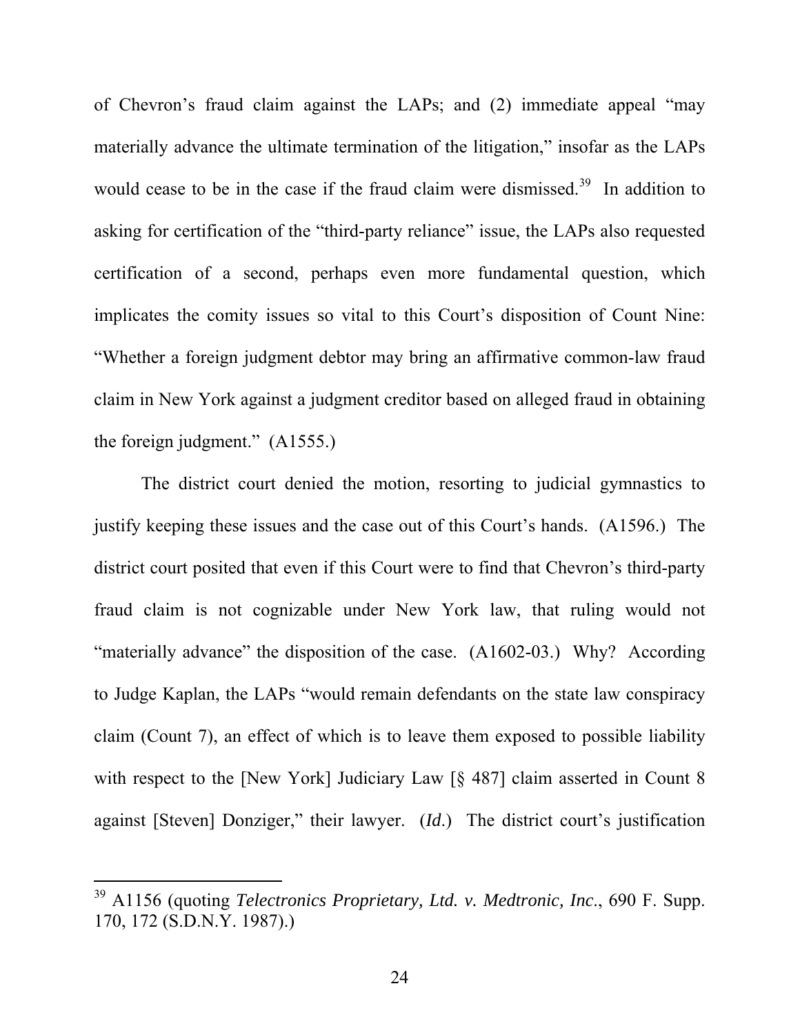of Chevron's fraud claim against the LAPs; and (2) immediate appeal "may materially advance the ultimate termination of the litigation," insofar as the LAPs would cease to be in the case if the fraud claim were dismissed.[39] In addition to asking for certification of the "third-party reliance" issue, the LAPs also requested certification of a second, perhaps even more fundamental question, which implicates the comity issues so vital to this Court's disposition of Count Nine: "Whether a foreign judgment debtor may bring an affirmative common-law fraud claim in New York against a judgment creditor based on alleged fraud in obtaining the foreign judgment." (A1555.)

The district court denied the motion, resorting to judicial gymnastics to justify keeping these issues and the case out of this Court's hands. (A1596.) The district court posited that even if this Court were to find that Chevron's third-party fraud claim is not cognizable under New York law, that ruling would not "materially advance" the disposition of the case. (A1602-03.) Why? According to Judge Kaplan, the LAPs "would remain defendants on the state law conspiracy claim (Count 7), an effect of which is to leave them exposed to possible liability with respect to the [New York] Judiciary Law [§ 487] claim asserted in Count 8 against [Steven] Donziger," their lawyer. (*Id.*) The district court's justification

---

[39] A1156 (quoting *Telectronics Proprietary, Ltd. v. Medtronic, Inc.*, 690 F. Supp. 170, 172 (S.D.N.Y. 1987).)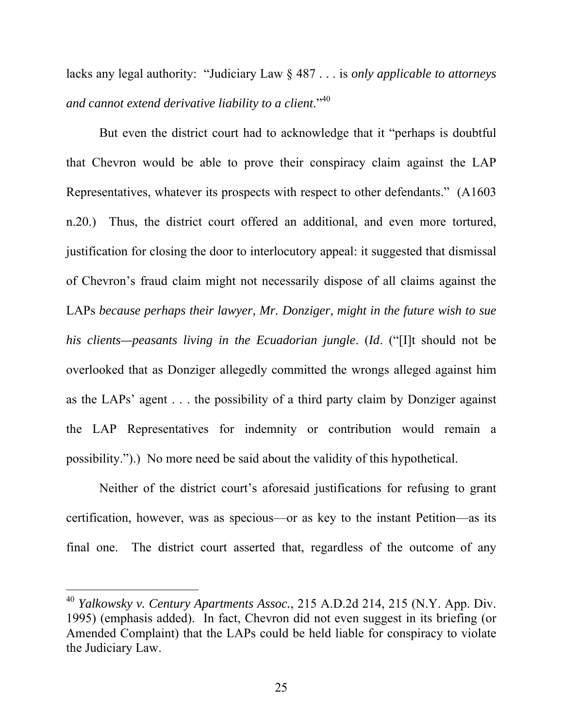lacks any legal authority: "Judiciary Law § 487 . . . is *only applicable to attorneys and cannot extend derivative liability to a client*."[40]

But even the district court had to acknowledge that it "perhaps is doubtful that Chevron would be able to prove their conspiracy claim against the LAP Representatives, whatever its prospects with respect to other defendants." (A1603 n.20.) Thus, the district court offered an additional, and even more tortured, justification for closing the door to interlocutory appeal: it suggested that dismissal of Chevron's fraud claim might not necessarily dispose of all claims against the LAPs *because perhaps their lawyer, Mr. Donziger, might in the future wish to sue his clients—peasants living in the Ecuadorian jungle*. (*Id*. ("[I]t should not be overlooked that as Donziger allegedly committed the wrongs alleged against him as the LAPs' agent . . . the possibility of a third party claim by Donziger against the LAP Representatives for indemnity or contribution would remain a possibility.").) No more need be said about the validity of this hypothetical.

Neither of the district court's aforesaid justifications for refusing to grant certification, however, was as specious—or as key to the instant Petition—as its final one. The district court asserted that, regardless of the outcome of any

---

[40] *Yalkowsky v. Century Apartments Assoc.*, 215 A.D.2d 214, 215 (N.Y. App. Div. 1995) (emphasis added). In fact, Chevron did not even suggest in its briefing (or Amended Complaint) that the LAPs could be held liable for conspiracy to violate the Judiciary Law.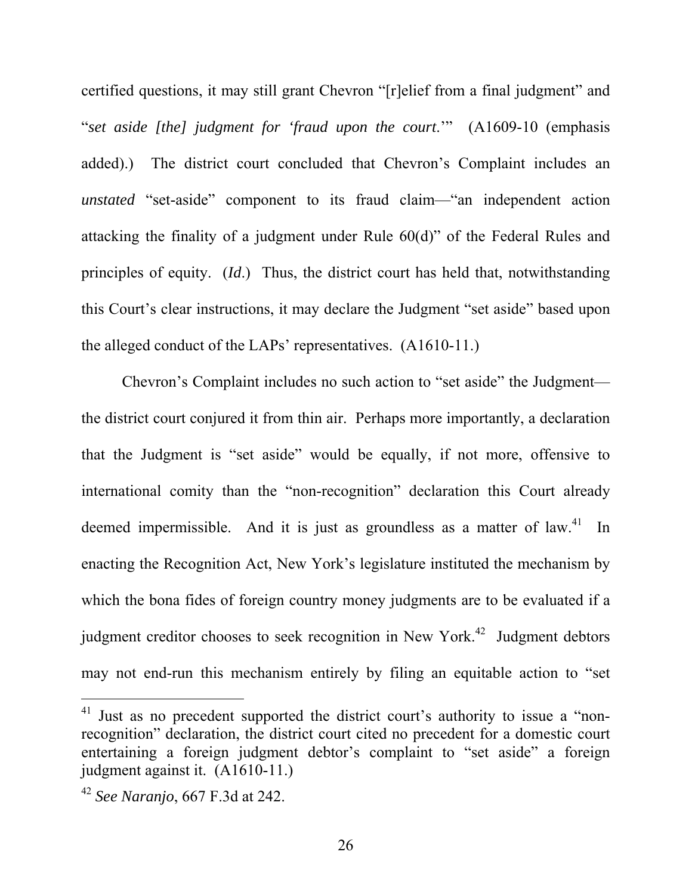certified questions, it may still grant Chevron "[r]elief from a final judgment" and "*set aside [the] judgment for 'fraud upon the court*.'" (A1609-10 (emphasis added).) The district court concluded that Chevron's Complaint includes an *unstated* "set-aside" component to its fraud claim—"an independent action attacking the finality of a judgment under Rule 60(d)" of the Federal Rules and principles of equity. (*Id*.) Thus, the district court has held that, notwithstanding this Court's clear instructions, it may declare the Judgment "set aside" based upon the alleged conduct of the LAPs' representatives. (A1610-11.)

Chevron's Complaint includes no such action to "set aside" the Judgment—the district court conjured it from thin air. Perhaps more importantly, a declaration that the Judgment is "set aside" would be equally, if not more, offensive to international comity than the "non-recognition" declaration this Court already deemed impermissible. And it is just as groundless as a matter of law.[41] In enacting the Recognition Act, New York's legislature instituted the mechanism by which the bona fides of foreign country money judgments are to be evaluated if a judgment creditor chooses to seek recognition in New York.[42] Judgment debtors may not end-run this mechanism entirely by filing an equitable action to "set

---

[41] Just as no precedent supported the district court's authority to issue a "non-recognition" declaration, the district court cited no precedent for a domestic court entertaining a foreign judgment debtor's complaint to "set aside" a foreign judgment against it. (A1610-11.)

[42] *See Naranjo*, 667 F.3d at 242.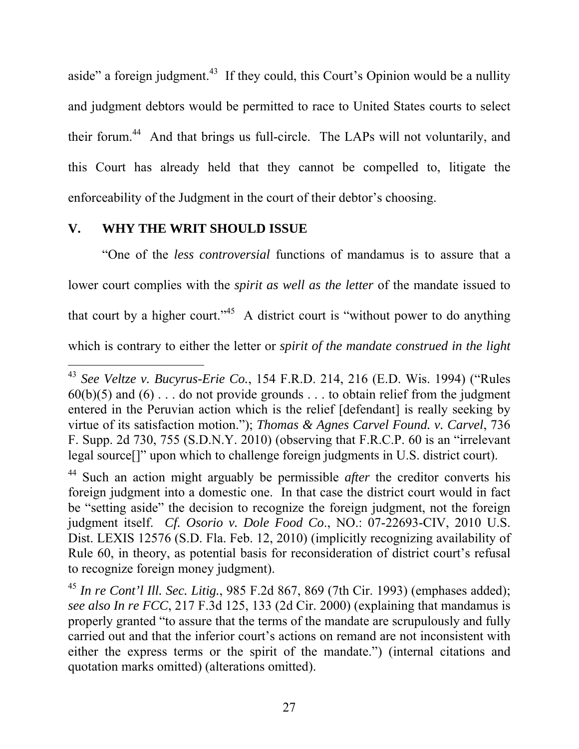aside" a foreign judgment.[43] If they could, this Court's Opinion would be a nullity and judgment debtors would be permitted to race to United States courts to select their forum.[44] And that brings us full-circle. The LAPs will not voluntarily, and this Court has already held that they cannot be compelled to, litigate the enforceability of the Judgment in the court of their debtor's choosing.

## V. WHY THE WRIT SHOULD ISSUE

"One of the *less controversial* functions of mandamus is to assure that a lower court complies with the *spirit as well as the letter* of the mandate issued to that court by a higher court."[45] A district court is "without power to do anything which is contrary to either the letter or *spirit of the mandate construed in the light*

---

[43] *See Veltze v. Bucyrus-Erie Co.*, 154 F.R.D. 214, 216 (E.D. Wis. 1994) ("Rules 60(b)(5) and (6) . . . do not provide grounds . . . to obtain relief from the judgment entered in the Peruvian action which is the relief [defendant] is really seeking by virtue of its satisfaction motion."); *Thomas & Agnes Carvel Found. v. Carvel*, 736 F. Supp. 2d 730, 755 (S.D.N.Y. 2010) (observing that F.R.C.P. 60 is an "irrelevant legal source[]" upon which to challenge foreign judgments in U.S. district court).

[44] Such an action might arguably be permissible *after* the creditor converts his foreign judgment into a domestic one. In that case the district court would in fact be "setting aside" the decision to recognize the foreign judgment, not the foreign judgment itself. *Cf. Osorio v. Dole Food Co.*, NO.: 07-22693-CIV, 2010 U.S. Dist. LEXIS 12576 (S.D. Fla. Feb. 12, 2010) (implicitly recognizing availability of Rule 60, in theory, as potential basis for reconsideration of district court's refusal to recognize foreign money judgment).

[45] *In re Cont'l Ill. Sec. Litig.*, 985 F.2d 867, 869 (7th Cir. 1993) (emphases added); *see also In re FCC*, 217 F.3d 125, 133 (2d Cir. 2000) (explaining that mandamus is properly granted "to assure that the terms of the mandate are scrupulously and fully carried out and that the inferior court's actions on remand are not inconsistent with either the express terms or the spirit of the mandate.") (internal citations and quotation marks omitted) (alterations omitted).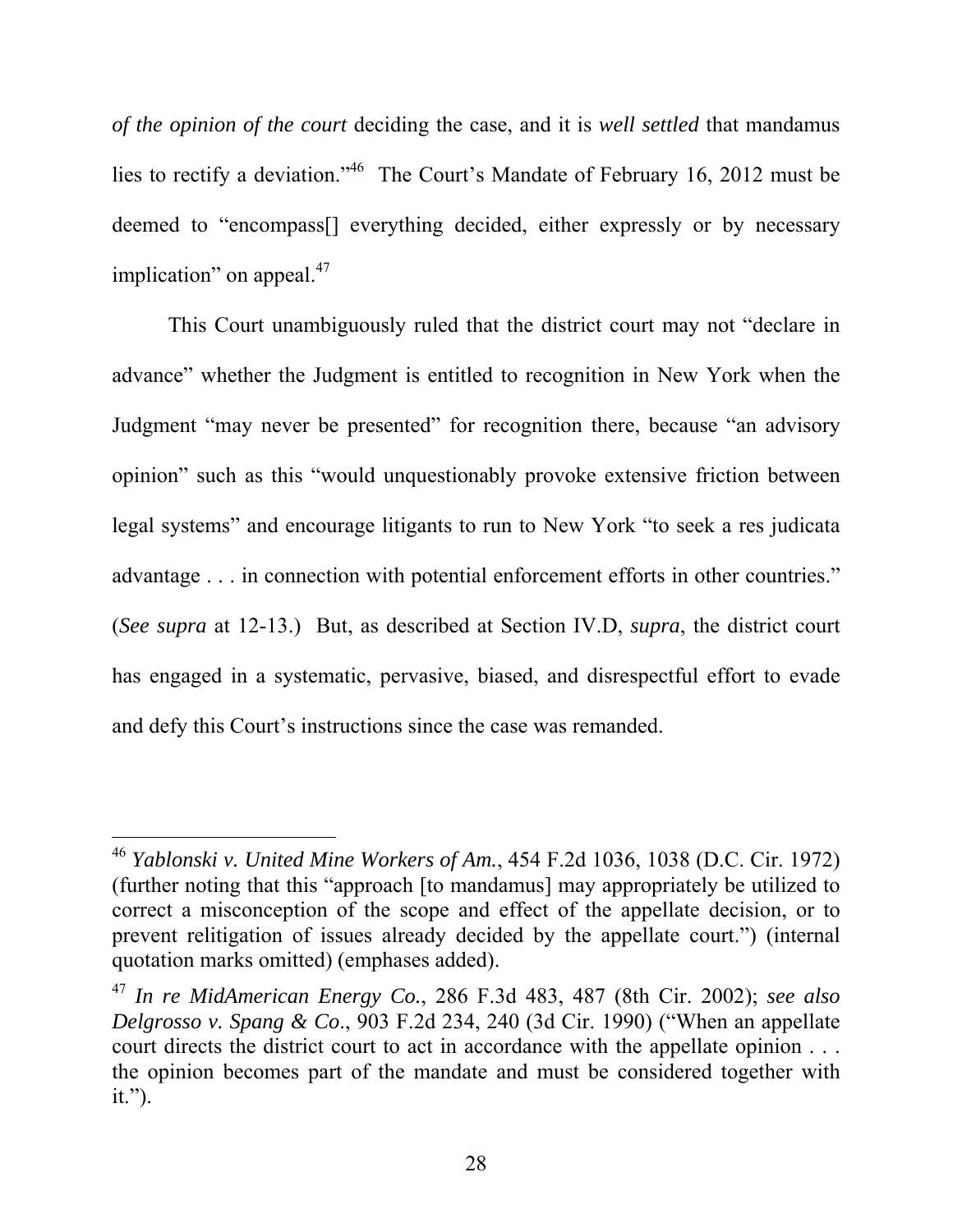*of the opinion of the court* deciding the case, and it is *well settled* that mandamus lies to rectify a deviation."[46] The Court's Mandate of February 16, 2012 must be deemed to "encompass[] everything decided, either expressly or by necessary implication" on appeal.[47]

This Court unambiguously ruled that the district court may not "declare in advance" whether the Judgment is entitled to recognition in New York when the Judgment "may never be presented" for recognition there, because "an advisory opinion" such as this "would unquestionably provoke extensive friction between legal systems" and encourage litigants to run to New York "to seek a res judicata advantage . . . in connection with potential enforcement efforts in other countries." (*See supra* at 12-13.) But, as described at Section IV.D, *supra*, the district court has engaged in a systematic, pervasive, biased, and disrespectful effort to evade and defy this Court's instructions since the case was remanded.

---

[46] *Yablonski v. United Mine Workers of Am.*, 454 F.2d 1036, 1038 (D.C. Cir. 1972) (further noting that this "approach [to mandamus] may appropriately be utilized to correct a misconception of the scope and effect of the appellate decision, or to prevent relitigation of issues already decided by the appellate court.") (internal quotation marks omitted) (emphases added).

[47] *In re MidAmerican Energy Co.*, 286 F.3d 483, 487 (8th Cir. 2002); *see also Delgrosso v. Spang & Co*., 903 F.2d 234, 240 (3d Cir. 1990) ("When an appellate court directs the district court to act in accordance with the appellate opinion . . . the opinion becomes part of the mandate and must be considered together with it.").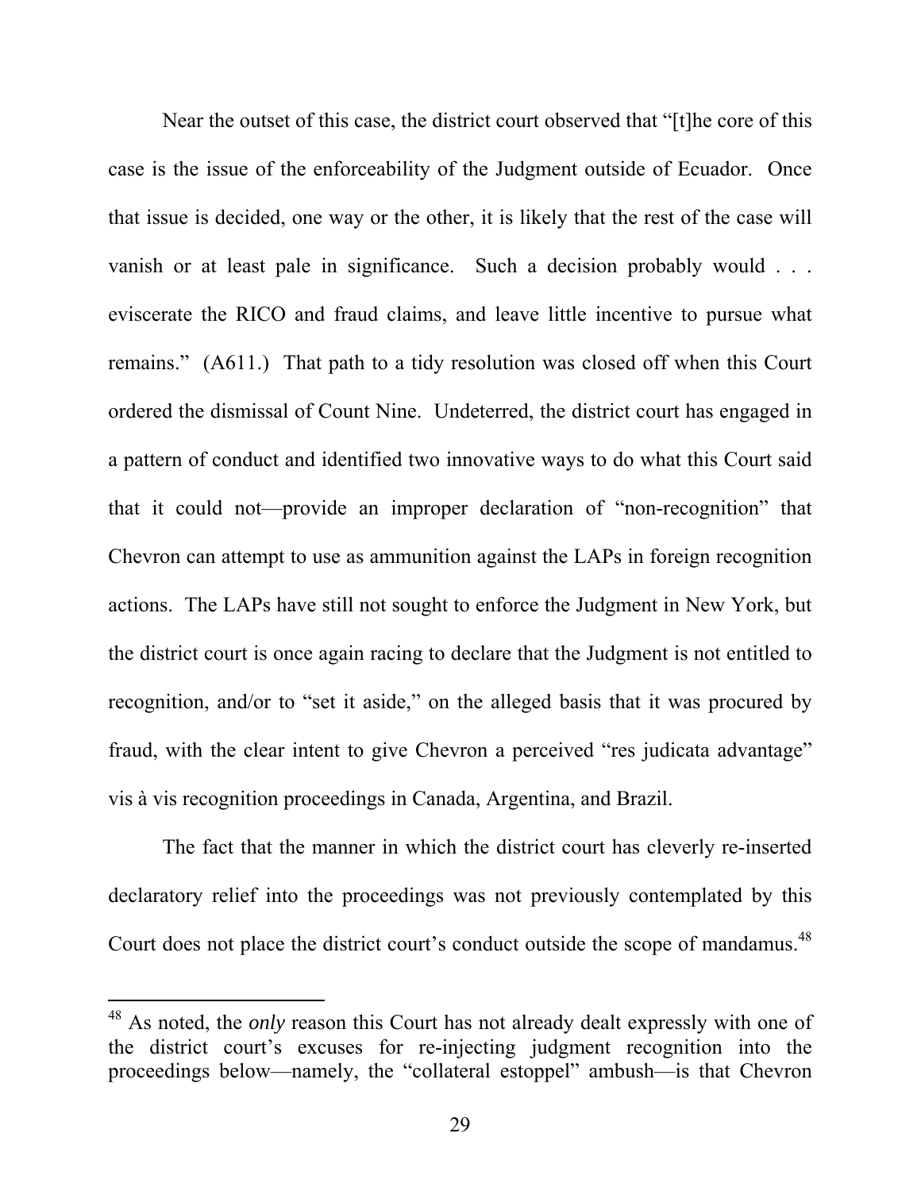Near the outset of this case, the district court observed that "[t]he core of this case is the issue of the enforceability of the Judgment outside of Ecuador. Once that issue is decided, one way or the other, it is likely that the rest of the case will vanish or at least pale in significance. Such a decision probably would . . . eviscerate the RICO and fraud claims, and leave little incentive to pursue what remains." (A611.) That path to a tidy resolution was closed off when this Court ordered the dismissal of Count Nine. Undeterred, the district court has engaged in a pattern of conduct and identified two innovative ways to do what this Court said that it could not—provide an improper declaration of "non-recognition" that Chevron can attempt to use as ammunition against the LAPs in foreign recognition actions. The LAPs have still not sought to enforce the Judgment in New York, but the district court is once again racing to declare that the Judgment is not entitled to recognition, and/or to "set it aside," on the alleged basis that it was procured by fraud, with the clear intent to give Chevron a perceived "res judicata advantage" vis à vis recognition proceedings in Canada, Argentina, and Brazil.

The fact that the manner in which the district court has cleverly re-inserted declaratory relief into the proceedings was not previously contemplated by this Court does not place the district court's conduct outside the scope of mandamus.[48]

[48] As noted, the *only* reason this Court has not already dealt expressly with one of the district court's excuses for re-injecting judgment recognition into the proceedings below—namely, the "collateral estoppel" ambush—is that Chevron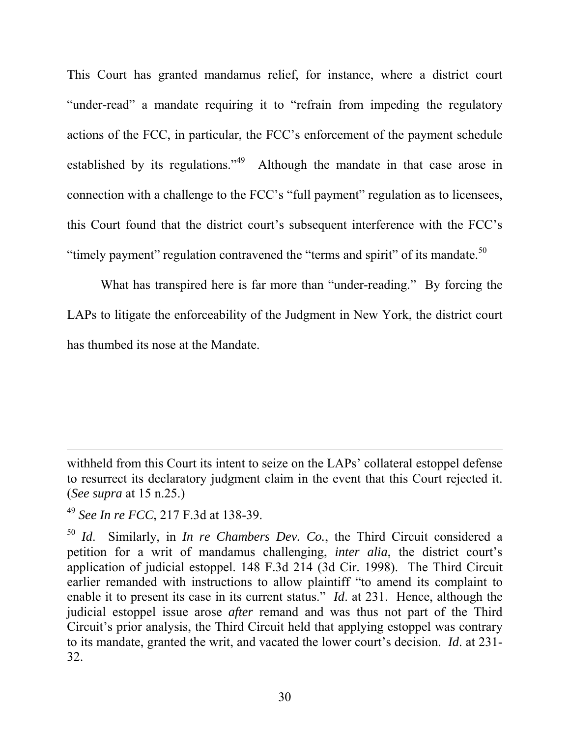This Court has granted mandamus relief, for instance, where a district court "under-read" a mandate requiring it to "refrain from impeding the regulatory actions of the FCC, in particular, the FCC's enforcement of the payment schedule established by its regulations."[49] Although the mandate in that case arose in connection with a challenge to the FCC's "full payment" regulation as to licensees, this Court found that the district court's subsequent interference with the FCC's "timely payment" regulation contravened the "terms and spirit" of its mandate.[50]

What has transpired here is far more than "under-reading." By forcing the LAPs to litigate the enforceability of the Judgment in New York, the district court has thumbed its nose at the Mandate.

---

withheld from this Court its intent to seize on the LAPs' collateral estoppel defense to resurrect its declaratory judgment claim in the event that this Court rejected it. (*See supra* at 15 n.25.)

[49] *See In re FCC*, 217 F.3d at 138-39.

[50] *Id*. Similarly, in *In re Chambers Dev. Co.*, the Third Circuit considered a petition for a writ of mandamus challenging, *inter alia*, the district court's application of judicial estoppel. 148 F.3d 214 (3d Cir. 1998). The Third Circuit earlier remanded with instructions to allow plaintiff "to amend its complaint to enable it to present its case in its current status." *Id*. at 231. Hence, although the judicial estoppel issue arose *after* remand and was thus not part of the Third Circuit's prior analysis, the Third Circuit held that applying estoppel was contrary to its mandate, granted the writ, and vacated the lower court's decision. *Id*. at 231-32.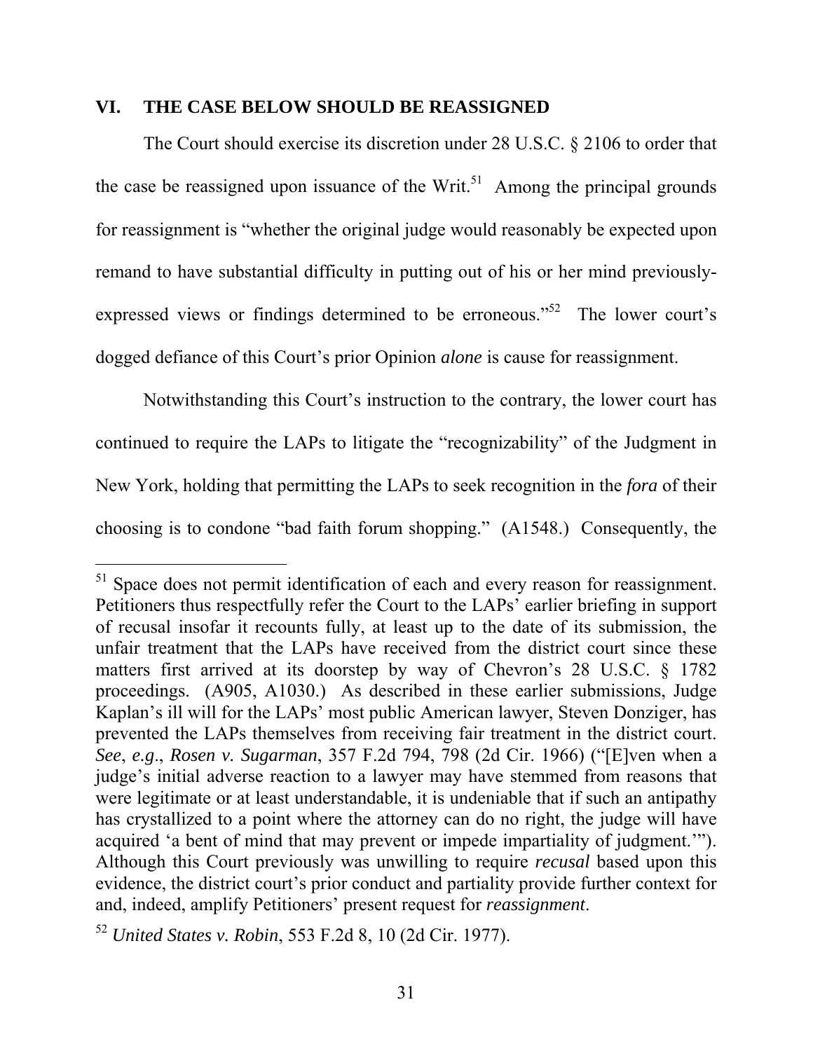## VI. THE CASE BELOW SHOULD BE REASSIGNED

The Court should exercise its discretion under 28 U.S.C. § 2106 to order that the case be reassigned upon issuance of the Writ.[51] Among the principal grounds for reassignment is "whether the original judge would reasonably be expected upon remand to have substantial difficulty in putting out of his or her mind previously-expressed views or findings determined to be erroneous."[52] The lower court's dogged defiance of this Court's prior Opinion *alone* is cause for reassignment.

Notwithstanding this Court's instruction to the contrary, the lower court has continued to require the LAPs to litigate the "recognizability" of the Judgment in New York, holding that permitting the LAPs to seek recognition in the *fora* of their choosing is to condone "bad faith forum shopping." (A1548.) Consequently, the

---

[51] Space does not permit identification of each and every reason for reassignment. Petitioners thus respectfully refer the Court to the LAPs' earlier briefing in support of recusal insofar it recounts fully, at least up to the date of its submission, the unfair treatment that the LAPs have received from the district court since these matters first arrived at its doorstep by way of Chevron's 28 U.S.C. § 1782 proceedings. (A905, A1030.) As described in these earlier submissions, Judge Kaplan's ill will for the LAPs' most public American lawyer, Steven Donziger, has prevented the LAPs themselves from receiving fair treatment in the district court. *See*, *e.g*., *Rosen v. Sugarman*, 357 F.2d 794, 798 (2d Cir. 1966) ("[E]ven when a judge's initial adverse reaction to a lawyer may have stemmed from reasons that were legitimate or at least understandable, it is undeniable that if such an antipathy has crystallized to a point where the attorney can do no right, the judge will have acquired 'a bent of mind that may prevent or impede impartiality of judgment.'"). Although this Court previously was unwilling to require *recusal* based upon this evidence, the district court's prior conduct and partiality provide further context for and, indeed, amplify Petitioners' present request for *reassignment*.

[52] *United States v. Robin*, 553 F.2d 8, 10 (2d Cir. 1977).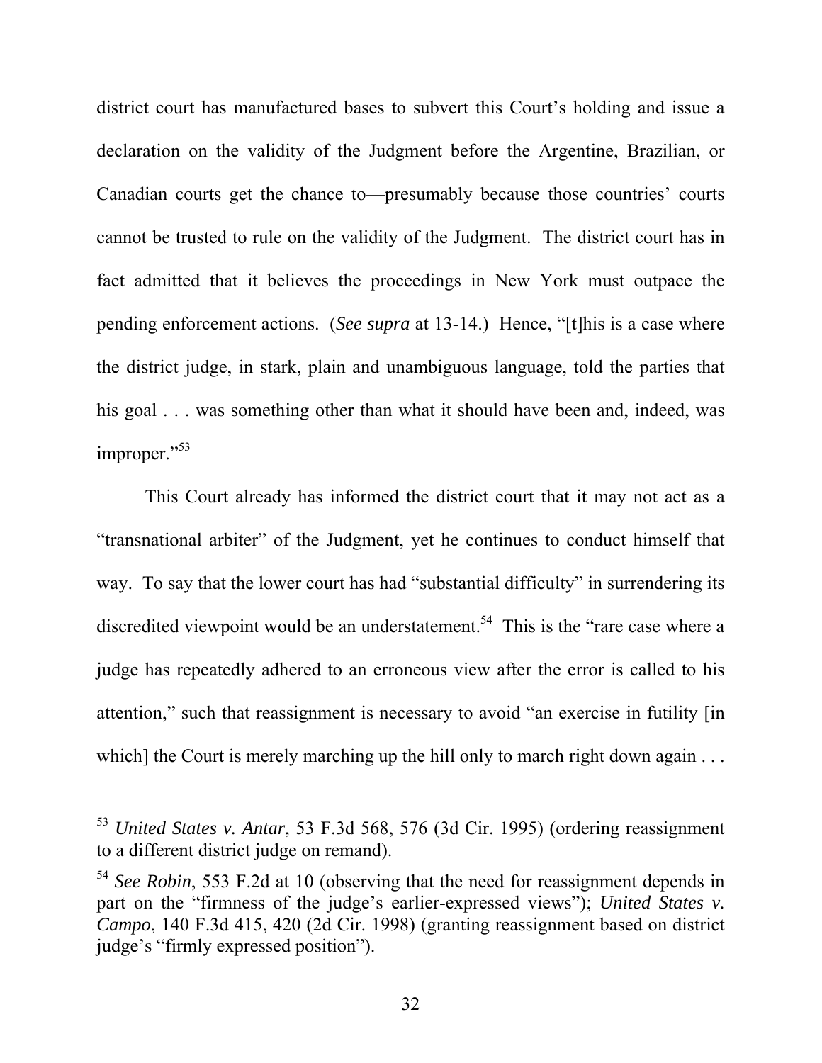district court has manufactured bases to subvert this Court's holding and issue a declaration on the validity of the Judgment before the Argentine, Brazilian, or Canadian courts get the chance to—presumably because those countries' courts cannot be trusted to rule on the validity of the Judgment. The district court has in fact admitted that it believes the proceedings in New York must outpace the pending enforcement actions. (*See supra* at 13-14.) Hence, "[t]his is a case where the district judge, in stark, plain and unambiguous language, told the parties that his goal . . . was something other than what it should have been and, indeed, was improper."[53]

This Court already has informed the district court that it may not act as a "transnational arbiter" of the Judgment, yet he continues to conduct himself that way. To say that the lower court has had "substantial difficulty" in surrendering its discredited viewpoint would be an understatement.[54] This is the "rare case where a judge has repeatedly adhered to an erroneous view after the error is called to his attention," such that reassignment is necessary to avoid "an exercise in futility [in which] the Court is merely marching up the hill only to march right down again . . .

---

[53] *United States v. Antar*, 53 F.3d 568, 576 (3d Cir. 1995) (ordering reassignment to a different district judge on remand).

[54] *See Robin*, 553 F.2d at 10 (observing that the need for reassignment depends in part on the "firmness of the judge's earlier-expressed views"); *United States v. Campo*, 140 F.3d 415, 420 (2d Cir. 1998) (granting reassignment based on district judge's "firmly expressed position").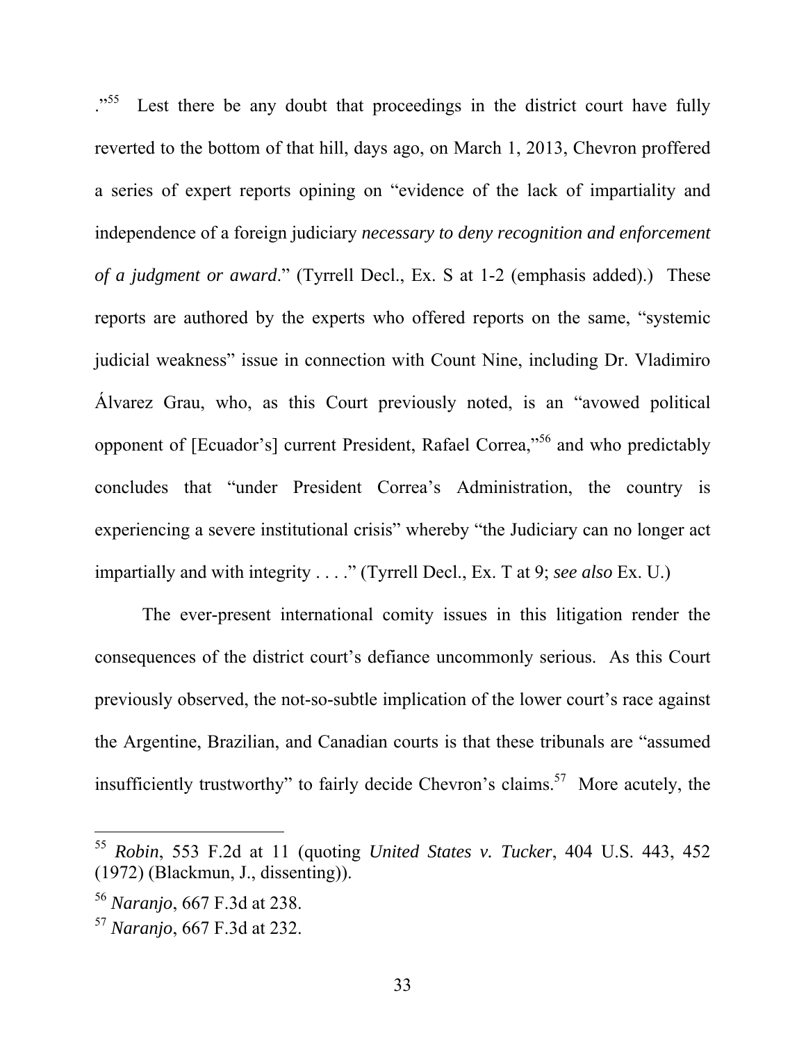."[55] Lest there be any doubt that proceedings in the district court have fully reverted to the bottom of that hill, days ago, on March 1, 2013, Chevron proffered a series of expert reports opining on "evidence of the lack of impartiality and independence of a foreign judiciary *necessary to deny recognition and enforcement of a judgment or award*." (Tyrrell Decl., Ex. S at 1-2 (emphasis added).) These reports are authored by the experts who offered reports on the same, "systemic judicial weakness" issue in connection with Count Nine, including Dr. Vladimiro Álvarez Grau, who, as this Court previously noted, is an "avowed political opponent of [Ecuador's] current President, Rafael Correa,"[56] and who predictably concludes that "under President Correa's Administration, the country is experiencing a severe institutional crisis" whereby "the Judiciary can no longer act impartially and with integrity . . . ." (Tyrrell Decl., Ex. T at 9; *see also* Ex. U.)

The ever-present international comity issues in this litigation render the consequences of the district court's defiance uncommonly serious. As this Court previously observed, the not-so-subtle implication of the lower court's race against the Argentine, Brazilian, and Canadian courts is that these tribunals are "assumed insufficiently trustworthy" to fairly decide Chevron's claims.[57] More acutely, the

---

[55] *Robin*, 553 F.2d at 11 (quoting *United States v. Tucker*, 404 U.S. 443, 452 (1972) (Blackmun, J., dissenting)).

[56] *Naranjo*, 667 F.3d at 238.

[57] *Naranjo*, 667 F.3d at 232.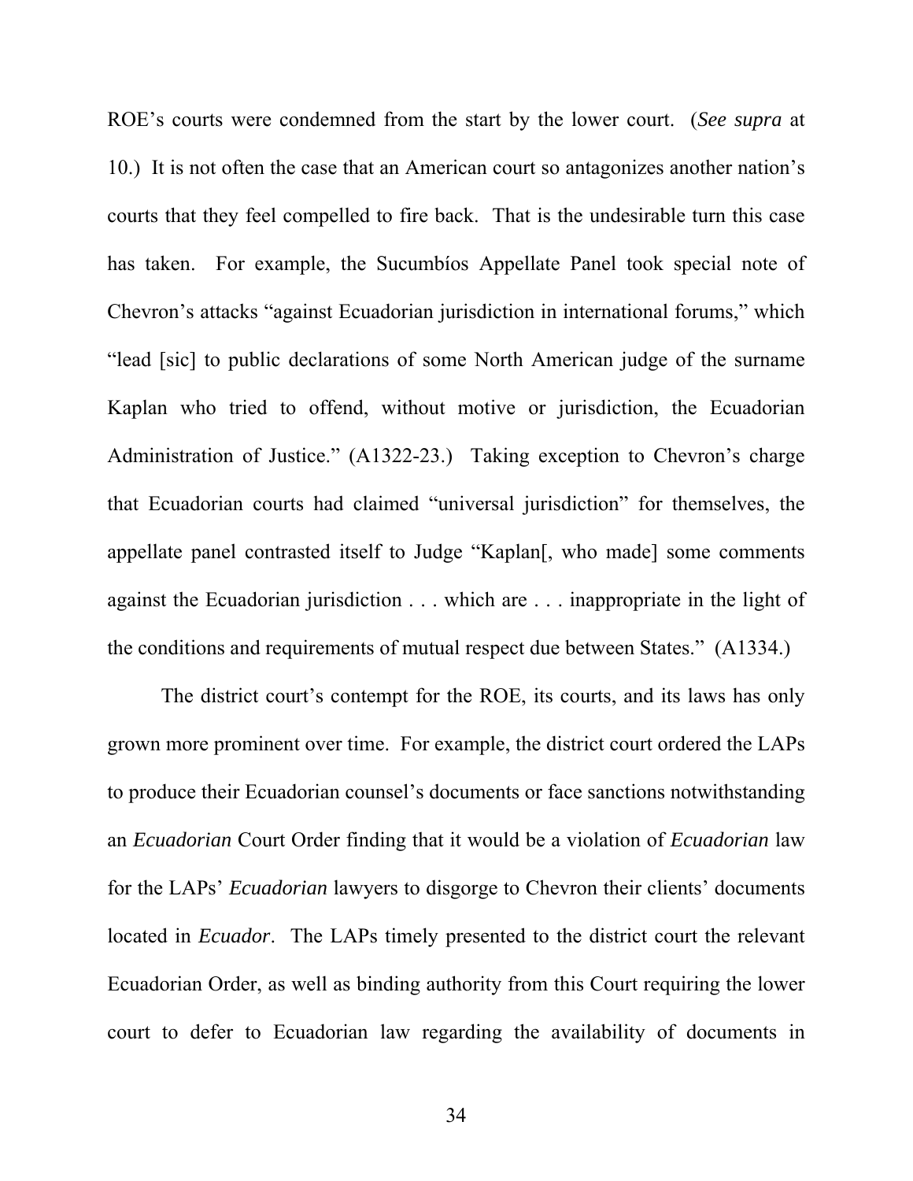ROE's courts were condemned from the start by the lower court. (*See supra* at 10.) It is not often the case that an American court so antagonizes another nation's courts that they feel compelled to fire back. That is the undesirable turn this case has taken. For example, the Sucumbíos Appellate Panel took special note of Chevron's attacks "against Ecuadorian jurisdiction in international forums," which "lead [sic] to public declarations of some North American judge of the surname Kaplan who tried to offend, without motive or jurisdiction, the Ecuadorian Administration of Justice." (A1322-23.) Taking exception to Chevron's charge that Ecuadorian courts had claimed "universal jurisdiction" for themselves, the appellate panel contrasted itself to Judge "Kaplan[, who made] some comments against the Ecuadorian jurisdiction . . . which are . . . inappropriate in the light of the conditions and requirements of mutual respect due between States." (A1334.)

The district court's contempt for the ROE, its courts, and its laws has only grown more prominent over time. For example, the district court ordered the LAPs to produce their Ecuadorian counsel's documents or face sanctions notwithstanding an *Ecuadorian* Court Order finding that it would be a violation of *Ecuadorian* law for the LAPs' *Ecuadorian* lawyers to disgorge to Chevron their clients' documents located in *Ecuador*. The LAPs timely presented to the district court the relevant Ecuadorian Order, as well as binding authority from this Court requiring the lower court to defer to Ecuadorian law regarding the availability of documents in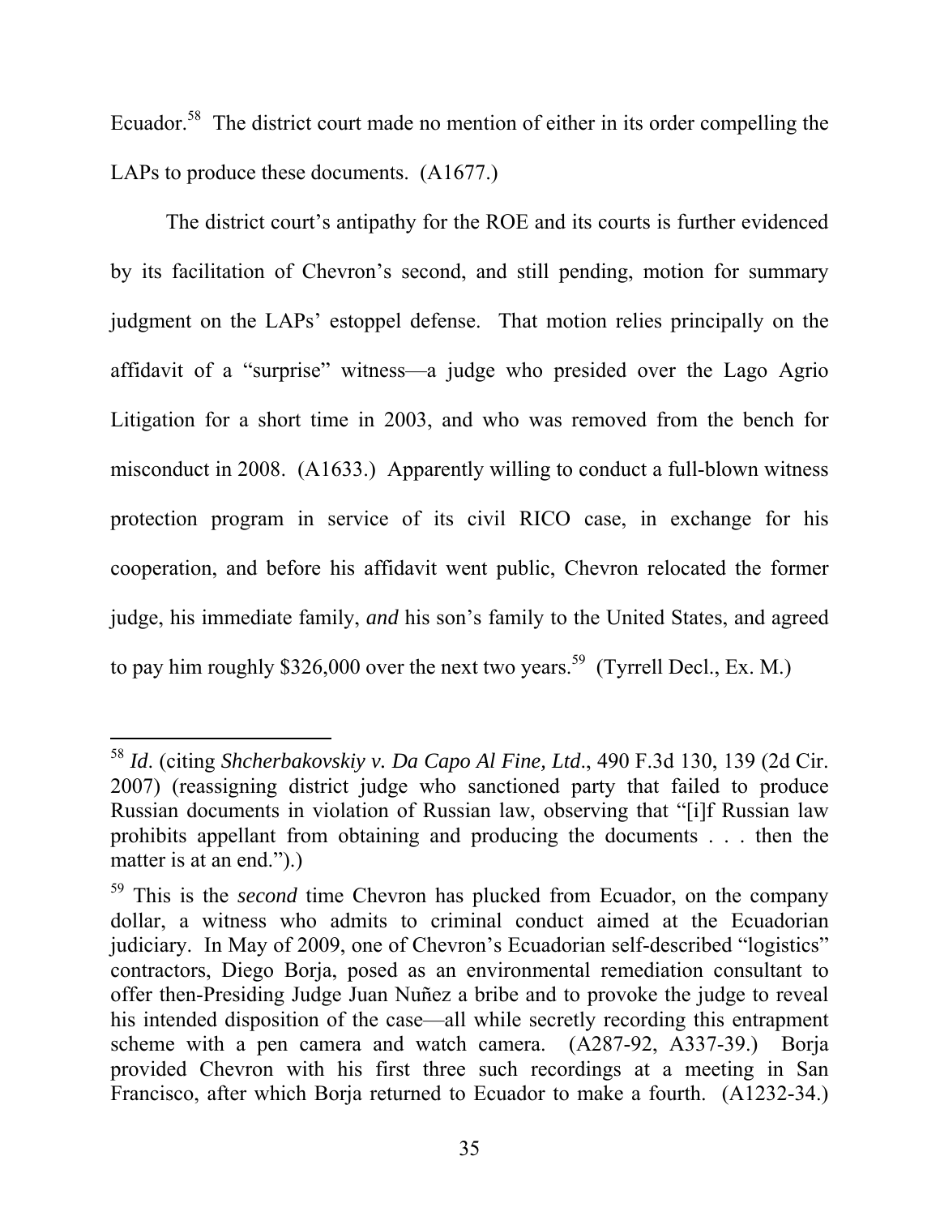Ecuador.[58] The district court made no mention of either in its order compelling the LAPs to produce these documents. (A1677.)

The district court's antipathy for the ROE and its courts is further evidenced by its facilitation of Chevron's second, and still pending, motion for summary judgment on the LAPs' estoppel defense. That motion relies principally on the affidavit of a "surprise" witness—a judge who presided over the Lago Agrio Litigation for a short time in 2003, and who was removed from the bench for misconduct in 2008. (A1633.) Apparently willing to conduct a full-blown witness protection program in service of its civil RICO case, in exchange for his cooperation, and before his affidavit went public, Chevron relocated the former judge, his immediate family, *and* his son's family to the United States, and agreed to pay him roughly $326,000 over the next two years.[59] (Tyrrell Decl., Ex. M.)

---

[58] *Id*. (citing *Shcherbakovskiy v. Da Capo Al Fine, Ltd*., 490 F.3d 130, 139 (2d Cir. 2007) (reassigning district judge who sanctioned party that failed to produce Russian documents in violation of Russian law, observing that "[i]f Russian law prohibits appellant from obtaining and producing the documents . . . then the matter is at an end.").)

[59] This is the *second* time Chevron has plucked from Ecuador, on the company dollar, a witness who admits to criminal conduct aimed at the Ecuadorian judiciary. In May of 2009, one of Chevron's Ecuadorian self-described "logistics" contractors, Diego Borja, posed as an environmental remediation consultant to offer then-Presiding Judge Juan Nuñez a bribe and to provoke the judge to reveal his intended disposition of the case—all while secretly recording this entrapment scheme with a pen camera and watch camera. (A287-92, A337-39.) Borja provided Chevron with his first three such recordings at a meeting in San Francisco, after which Borja returned to Ecuador to make a fourth. (A1232-34.)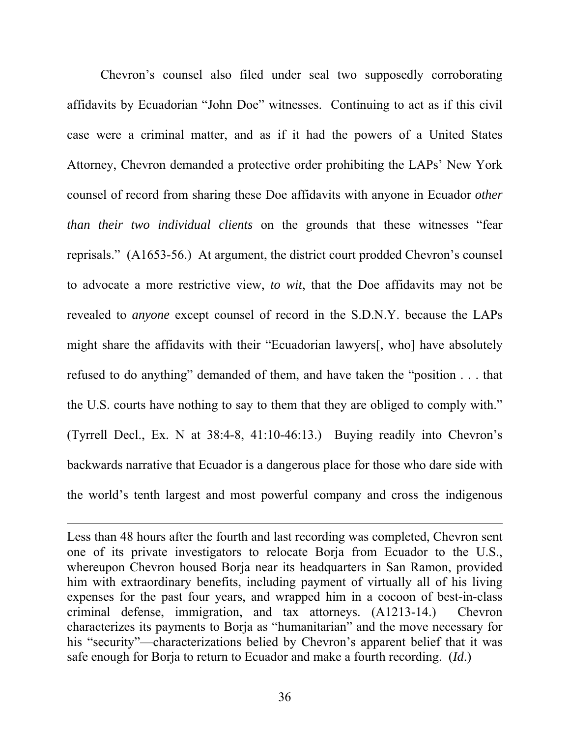Chevron's counsel also filed under seal two supposedly corroborating affidavits by Ecuadorian "John Doe" witnesses. Continuing to act as if this civil case were a criminal matter, and as if it had the powers of a United States Attorney, Chevron demanded a protective order prohibiting the LAPs' New York counsel of record from sharing these Doe affidavits with anyone in Ecuador *other than their two individual clients* on the grounds that these witnesses "fear reprisals." (A1653-56.) At argument, the district court prodded Chevron's counsel to advocate a more restrictive view, *to wit*, that the Doe affidavits may not be revealed to *anyone* except counsel of record in the S.D.N.Y. because the LAPs might share the affidavits with their "Ecuadorian lawyers[, who] have absolutely refused to do anything" demanded of them, and have taken the "position . . . that the U.S. courts have nothing to say to them that they are obliged to comply with." (Tyrrell Decl., Ex. N at 38:4-8, 41:10-46:13.) Buying readily into Chevron's backwards narrative that Ecuador is a dangerous place for those who dare side with the world's tenth largest and most powerful company and cross the indigenous

---

Less than 48 hours after the fourth and last recording was completed, Chevron sent one of its private investigators to relocate Borja from Ecuador to the U.S., whereupon Chevron housed Borja near its headquarters in San Ramon, provided him with extraordinary benefits, including payment of virtually all of his living expenses for the past four years, and wrapped him in a cocoon of best-in-class criminal defense, immigration, and tax attorneys. (A1213-14.) Chevron characterizes its payments to Borja as "humanitarian" and the move necessary for his "security"—characterizations belied by Chevron's apparent belief that it was safe enough for Borja to return to Ecuador and make a fourth recording. (*Id*.)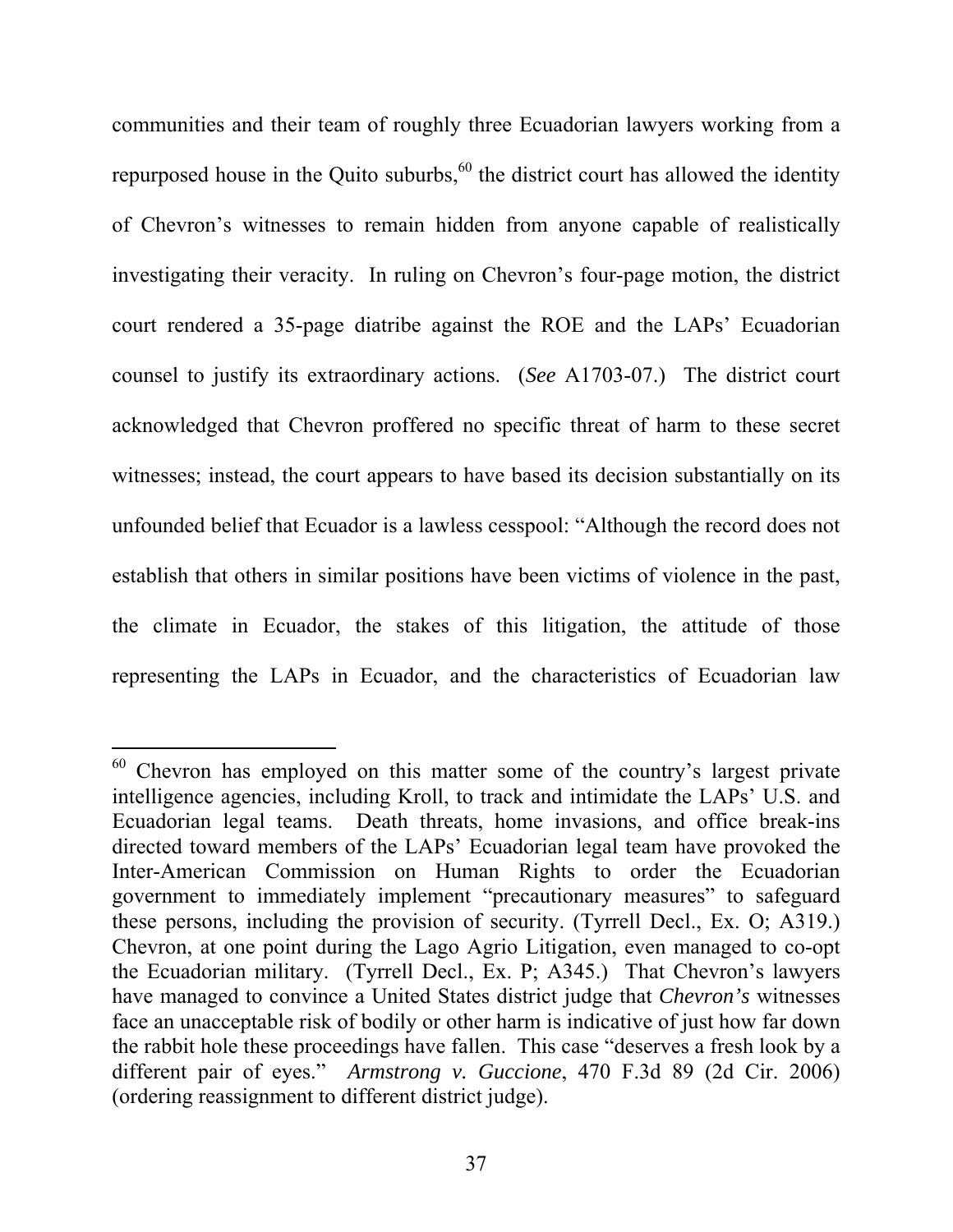communities and their team of roughly three Ecuadorian lawyers working from a repurposed house in the Quito suburbs,[60] the district court has allowed the identity of Chevron's witnesses to remain hidden from anyone capable of realistically investigating their veracity. In ruling on Chevron's four-page motion, the district court rendered a 35-page diatribe against the ROE and the LAPs' Ecuadorian counsel to justify its extraordinary actions. (*See* A1703-07.) The district court acknowledged that Chevron proffered no specific threat of harm to these secret witnesses; instead, the court appears to have based its decision substantially on its unfounded belief that Ecuador is a lawless cesspool: "Although the record does not establish that others in similar positions have been victims of violence in the past, the climate in Ecuador, the stakes of this litigation, the attitude of those representing the LAPs in Ecuador, and the characteristics of Ecuadorian law

---

[60] Chevron has employed on this matter some of the country's largest private intelligence agencies, including Kroll, to track and intimidate the LAPs' U.S. and Ecuadorian legal teams. Death threats, home invasions, and office break-ins directed toward members of the LAPs' Ecuadorian legal team have provoked the Inter-American Commission on Human Rights to order the Ecuadorian government to immediately implement "precautionary measures" to safeguard these persons, including the provision of security. (Tyrrell Decl., Ex. O; A319.) Chevron, at one point during the Lago Agrio Litigation, even managed to co-opt the Ecuadorian military. (Tyrrell Decl., Ex. P; A345.) That Chevron's lawyers have managed to convince a United States district judge that *Chevron's* witnesses face an unacceptable risk of bodily or other harm is indicative of just how far down the rabbit hole these proceedings have fallen. This case "deserves a fresh look by a different pair of eyes." *Armstrong v. Guccione*, 470 F.3d 89 (2d Cir. 2006) (ordering reassignment to different district judge).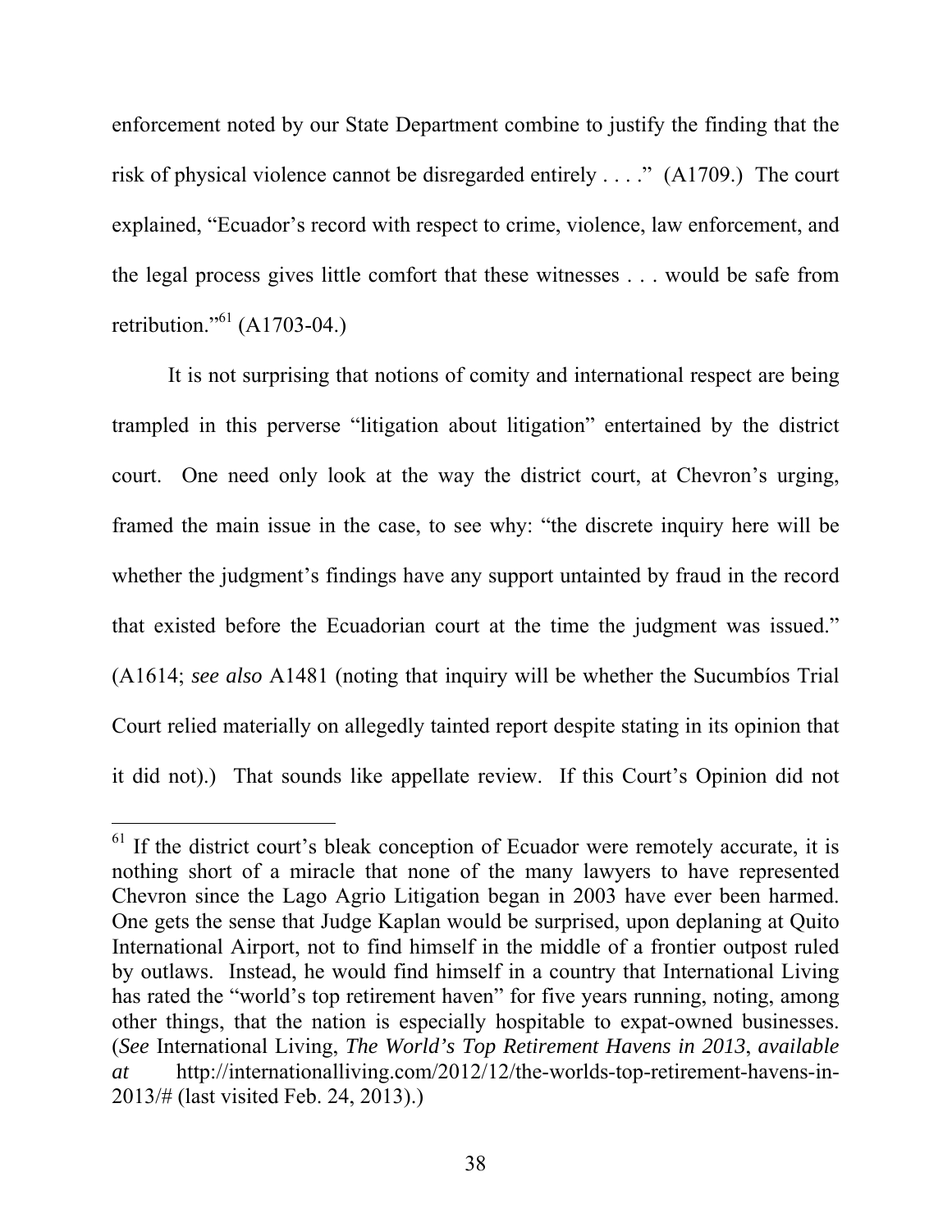enforcement noted by our State Department combine to justify the finding that the risk of physical violence cannot be disregarded entirely . . . ." (A1709.) The court explained, "Ecuador's record with respect to crime, violence, law enforcement, and the legal process gives little comfort that these witnesses . . . would be safe from retribution."[61] (A1703-04.)

It is not surprising that notions of comity and international respect are being trampled in this perverse "litigation about litigation" entertained by the district court. One need only look at the way the district court, at Chevron's urging, framed the main issue in the case, to see why: "the discrete inquiry here will be whether the judgment's findings have any support untainted by fraud in the record that existed before the Ecuadorian court at the time the judgment was issued." (A1614; *see also* A1481 (noting that inquiry will be whether the Sucumbíos Trial Court relied materially on allegedly tainted report despite stating in its opinion that it did not).) That sounds like appellate review. If this Court's Opinion did not

---

[61] If the district court's bleak conception of Ecuador were remotely accurate, it is nothing short of a miracle that none of the many lawyers to have represented Chevron since the Lago Agrio Litigation began in 2003 have ever been harmed. One gets the sense that Judge Kaplan would be surprised, upon deplaning at Quito International Airport, not to find himself in the middle of a frontier outpost ruled by outlaws. Instead, he would find himself in a country that International Living has rated the "world's top retirement haven" for five years running, noting, among other things, that the nation is especially hospitable to expat-owned businesses. (*See* International Living, *The World's Top Retirement Havens in 2013*, *available at* http://internationalliving.com/2012/12/the-worlds-top-retirement-havens-in-2013/# (last visited Feb. 24, 2013).)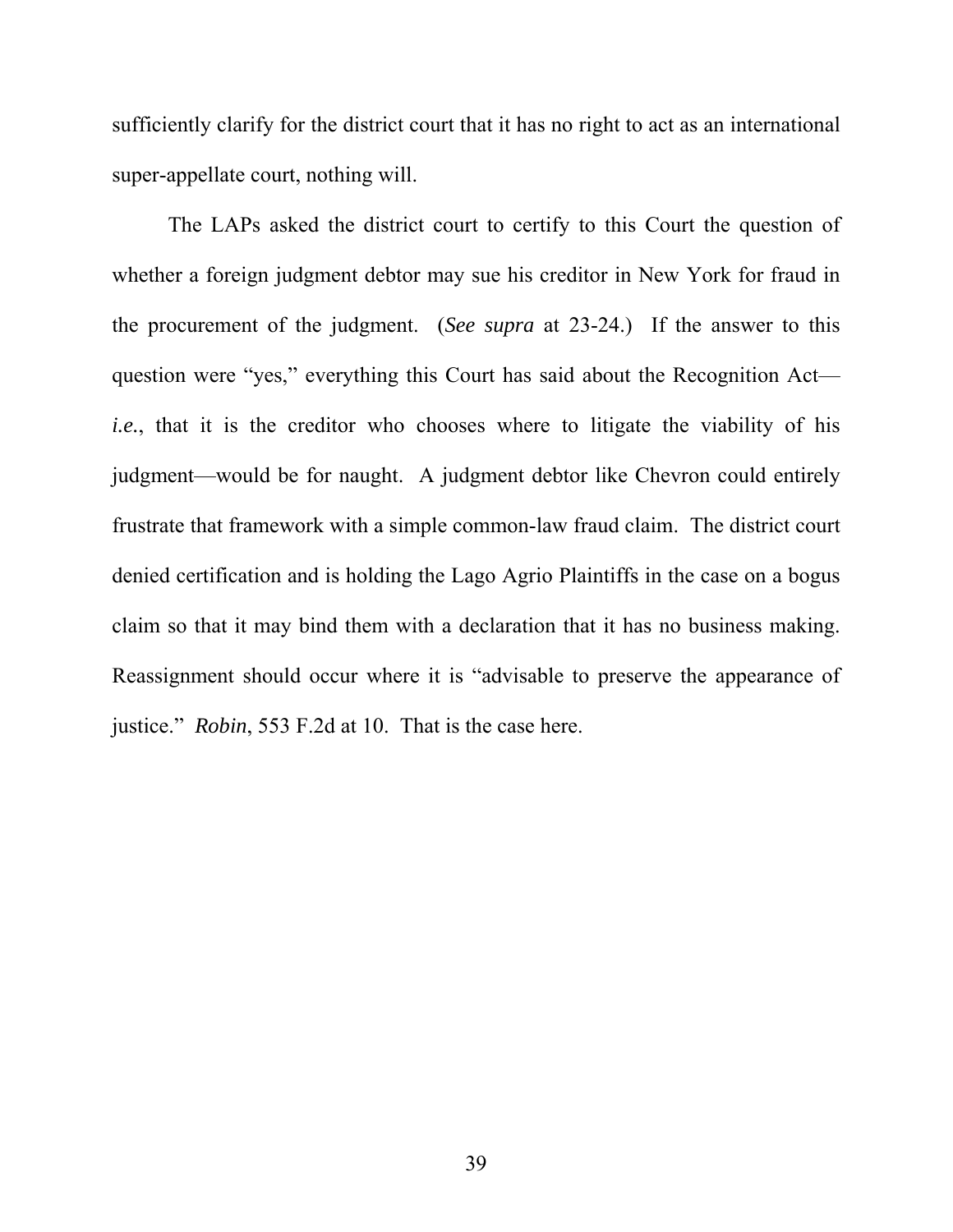sufficiently clarify for the district court that it has no right to act as an international super-appellate court, nothing will.

The LAPs asked the district court to certify to this Court the question of whether a foreign judgment debtor may sue his creditor in New York for fraud in the procurement of the judgment. (*See supra* at 23-24.) If the answer to this question were "yes," everything this Court has said about the Recognition Act—*i.e.*, that it is the creditor who chooses where to litigate the viability of his judgment—would be for naught. A judgment debtor like Chevron could entirely frustrate that framework with a simple common-law fraud claim. The district court denied certification and is holding the Lago Agrio Plaintiffs in the case on a bogus claim so that it may bind them with a declaration that it has no business making. Reassignment should occur where it is "advisable to preserve the appearance of justice." *Robin*, 553 F.2d at 10. That is the case here.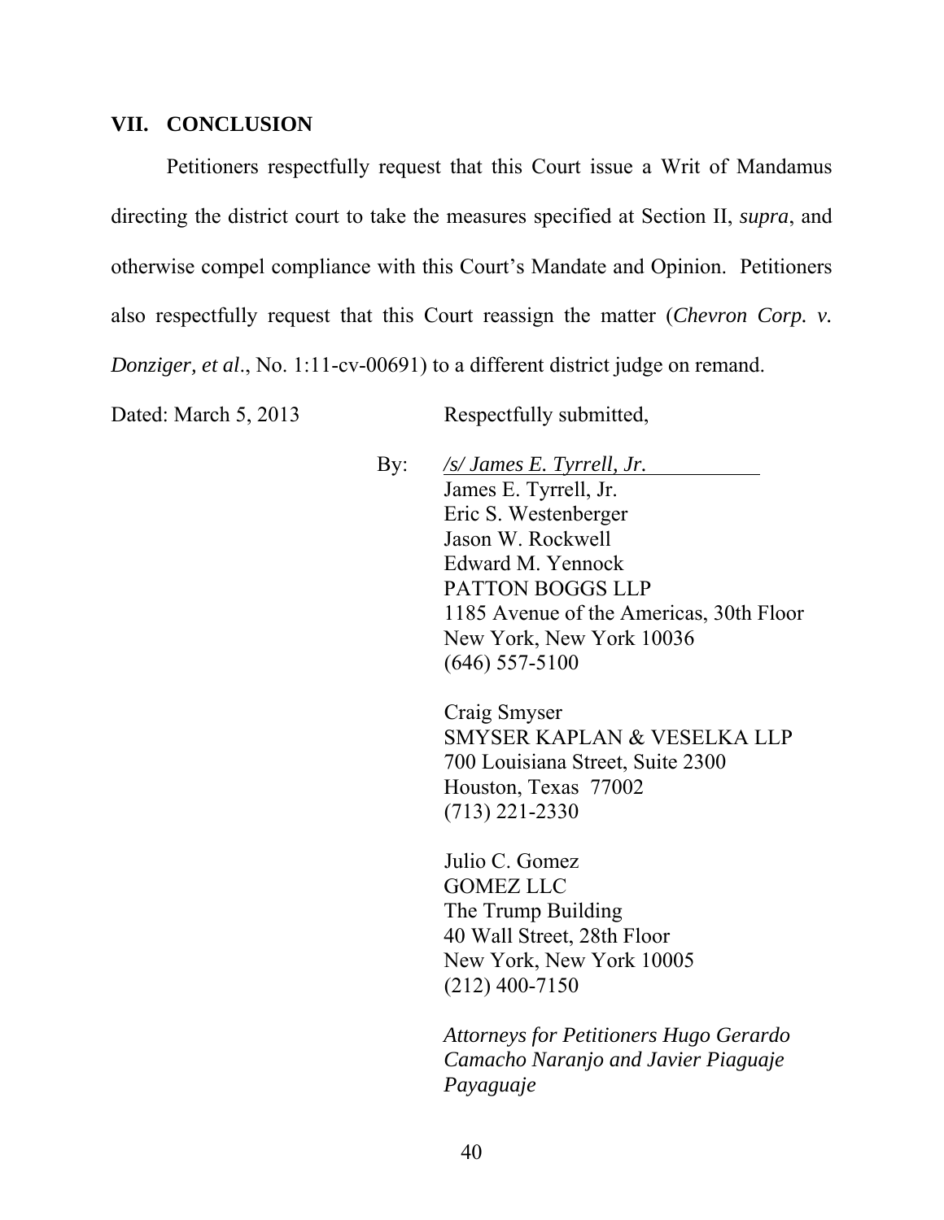## VII. CONCLUSION

Petitioners respectfully request that this Court issue a Writ of Mandamus directing the district court to take the measures specified at Section II, *supra*, and otherwise compel compliance with this Court's Mandate and Opinion. Petitioners also respectfully request that this Court reassign the matter (*Chevron Corp. v. Donziger, et al*., No. 1:11-cv-00691) to a different district judge on remand.

Dated: March 5, 2013

Respectfully submitted,

By: */s/ James E. Tyrrell, Jr.*

James E. Tyrrell, Jr.
Eric S. Westenberger
Jason W. Rockwell
Edward M. Yennock
PATTON BOGGS LLP
1185 Avenue of the Americas, 30th Floor
New York, New York 10036
(646) 557-5100

Craig Smyser
SMYSER KAPLAN & VESELKA LLP
700 Louisiana Street, Suite 2300
Houston, Texas 77002
(713) 221-2330

Julio C. Gomez
GOMEZ LLC
The Trump Building
40 Wall Street, 28th Floor
New York, New York 10005
(212) 400-7150

*Attorneys for Petitioners Hugo Gerardo Camacho Naranjo and Javier Piaguaje Payaguaje*